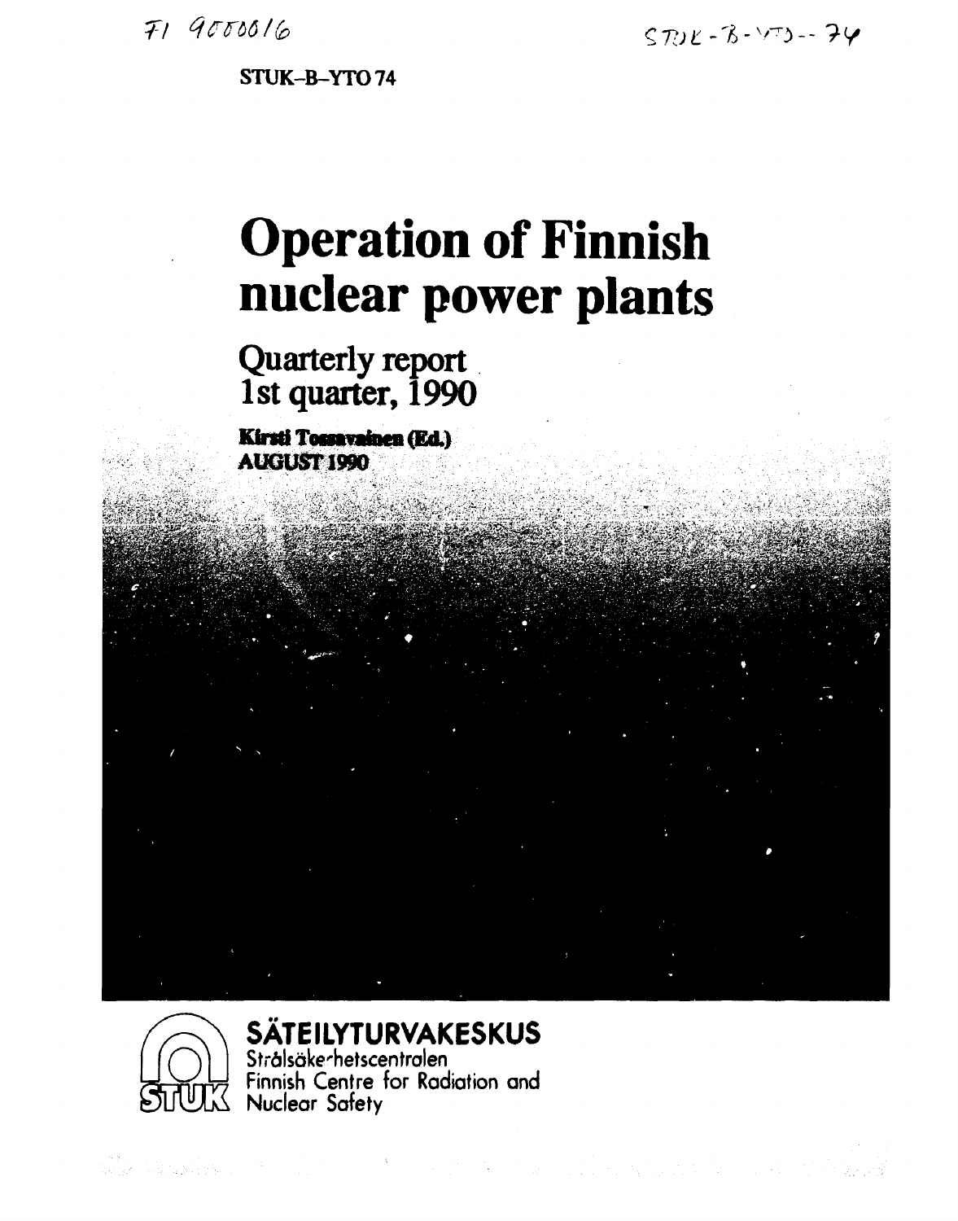FI 9000016

STUK-B-YTO--74

STUK-B-YTO 74

# Operation of Finnish nuclear power plants

## Quarterly report 1st quarter, 1990

**Kirsti Tossavainen (Ed.)**
**AUGUST 1990**

**SÄTEILYTURVAKESKUS**
Strålsäkerhetscentralen
Finnish Centre for Radiation and Nuclear Safety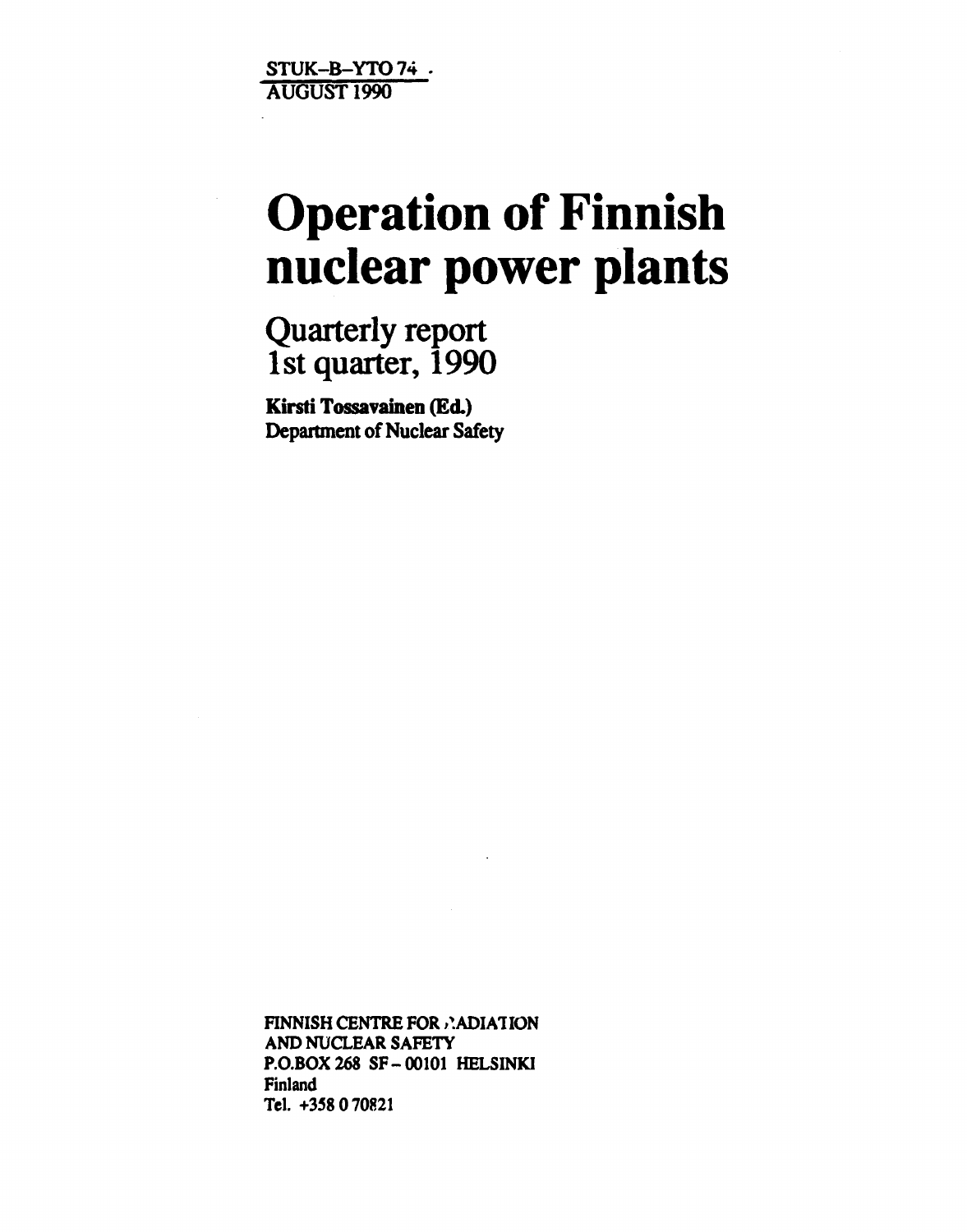STUK-B-YTO 74
AUGUST 1990

# Operation of Finnish nuclear power plants

## Quarterly report 1st quarter, 1990

**Kirsti Tossavainen (Ed.)**
**Department of Nuclear Safety**

**FINNISH CENTRE FOR RADIATION AND NUCLEAR SAFETY**
**P.O.BOX 268 SF – 00101 HELSINKI**
**Finland**
**Tel. +358 0 70821**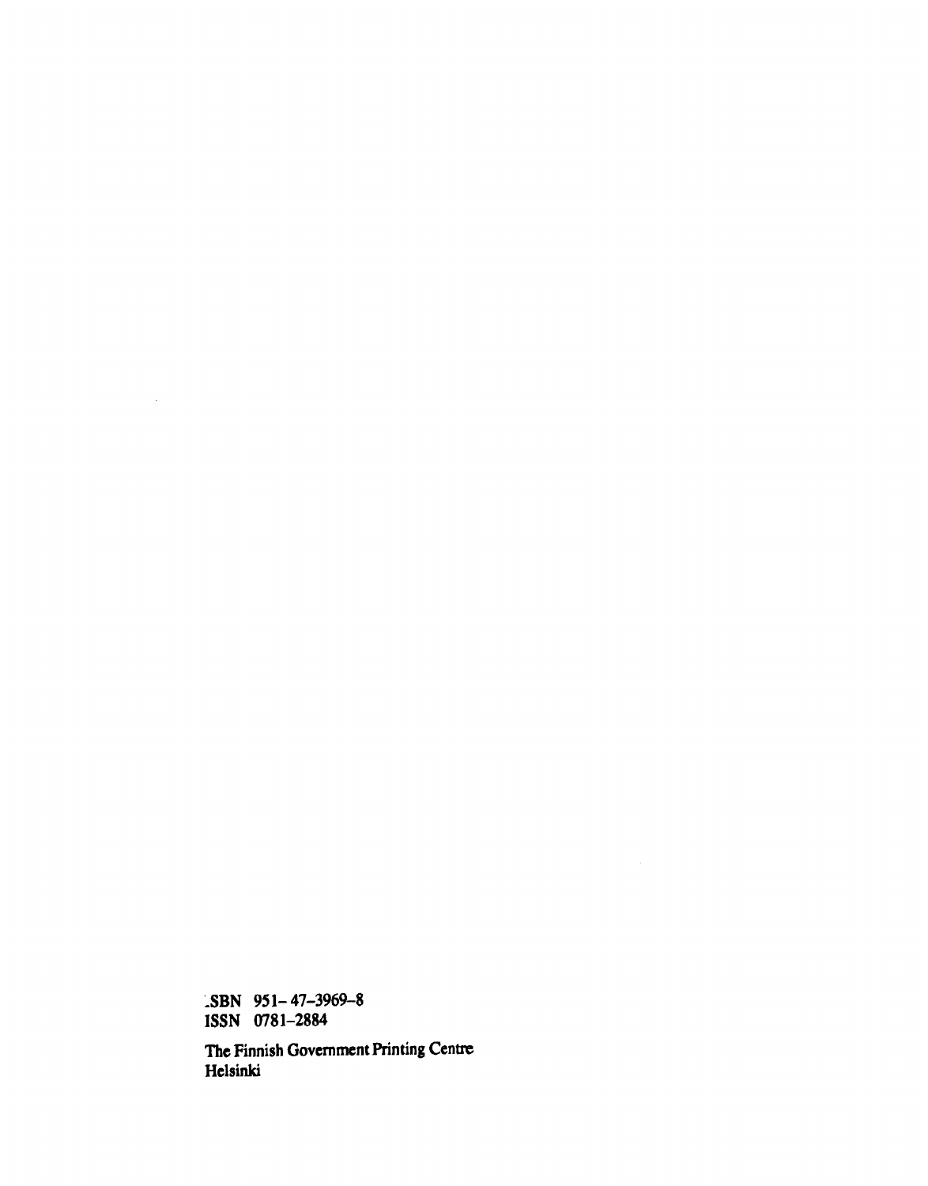ISBN 951-47-3969-8
ISSN 0781-2884

The Finnish Government Printing Centre
Helsinki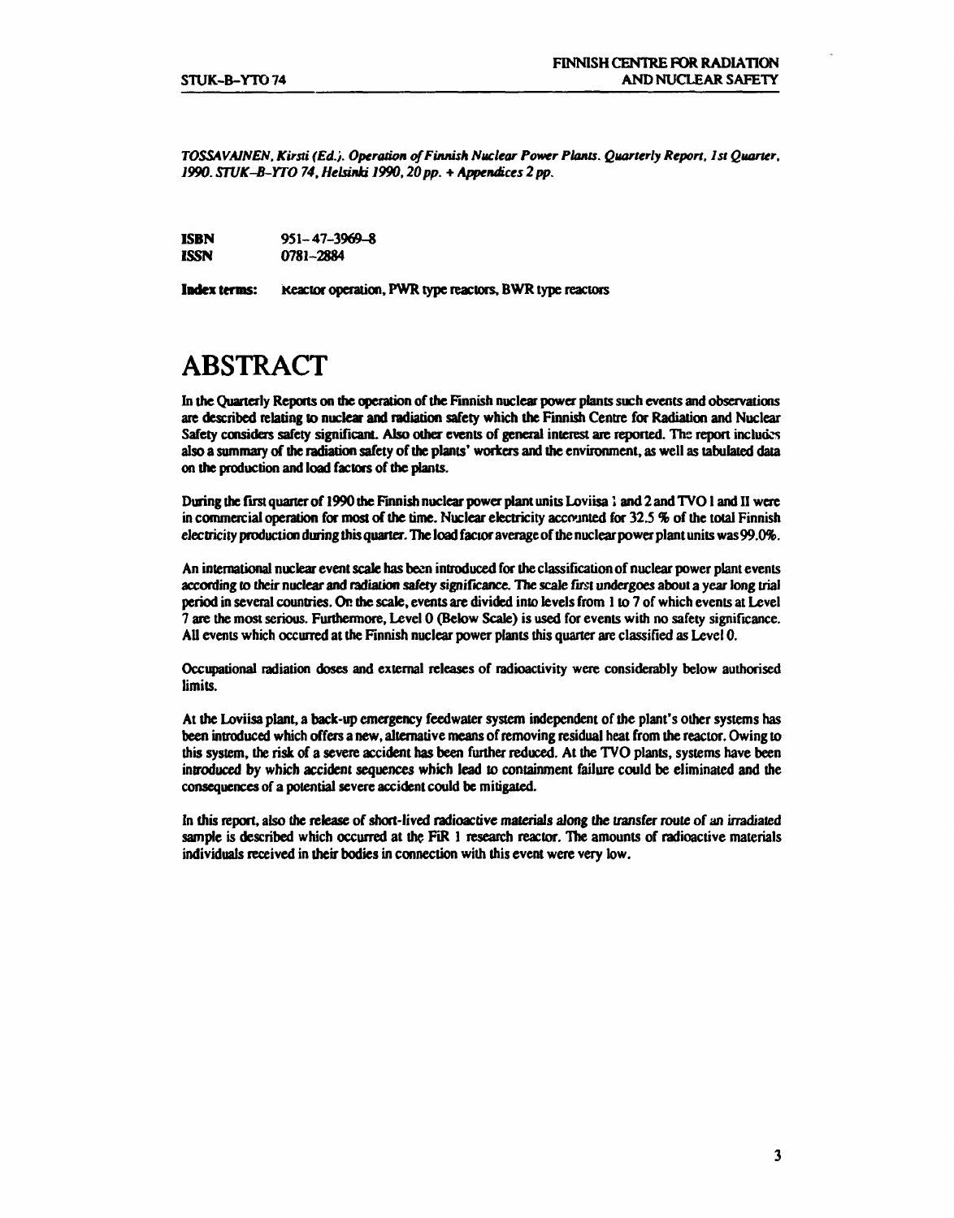*TOSSAVAINEN, Kirsti (Ed.). Operation of Finnish Nuclear Power Plants. Quarterly Report, 1st Quarter, 1990. STUK-B-YTO 74, Helsinki 1990, 20 pp. + Appendices 2 pp.*

**ISBN** 951-47-3969-8
**ISSN** 0781-2884

**Index terms:** Reactor operation, PWR type reactors, BWR type reactors

# ABSTRACT

In the Quarterly Reports on the operation of the Finnish nuclear power plants such events and observations are described relating to nuclear and radiation safety which the Finnish Centre for Radiation and Nuclear Safety considers safety significant. Also other events of general interest are reported. The report includes also a summary of the radiation safety of the plants' workers and the environment, as well as tabulated data on the production and load factors of the plants.

During the first quarter of 1990 the Finnish nuclear power plant units Loviisa 1 and 2 and TVO I and II were in commercial operation for most of the time. Nuclear electricity accounted for 32.5 % of the total Finnish electricity production during this quarter. The load factor average of the nuclear power plant units was 99.0%.

An international nuclear event scale has been introduced for the classification of nuclear power plant events according to their nuclear and radiation safety significance. The scale first undergoes about a year long trial period in several countries. On the scale, events are divided into levels from 1 to 7 of which events at Level 7 are the most serious. Furthermore, Level 0 (Below Scale) is used for events with no safety significance. All events which occurred at the Finnish nuclear power plants this quarter are classified as Level 0.

Occupational radiation doses and external releases of radioactivity were considerably below authorised limits.

At the Loviisa plant, a back-up emergency feedwater system independent of the plant's other systems has been introduced which offers a new, alternative means of removing residual heat from the reactor. Owing to this system, the risk of a severe accident has been further reduced. At the TVO plants, systems have been introduced by which accident sequences which lead to containment failure could be eliminated and the consequences of a potential severe accident could be mitigated.

In this report, also the release of short-lived radioactive materials along the transfer route of an irradiated sample is described which occurred at the FiR 1 research reactor. The amounts of radioactive materials individuals received in their bodies in connection with this event were very low.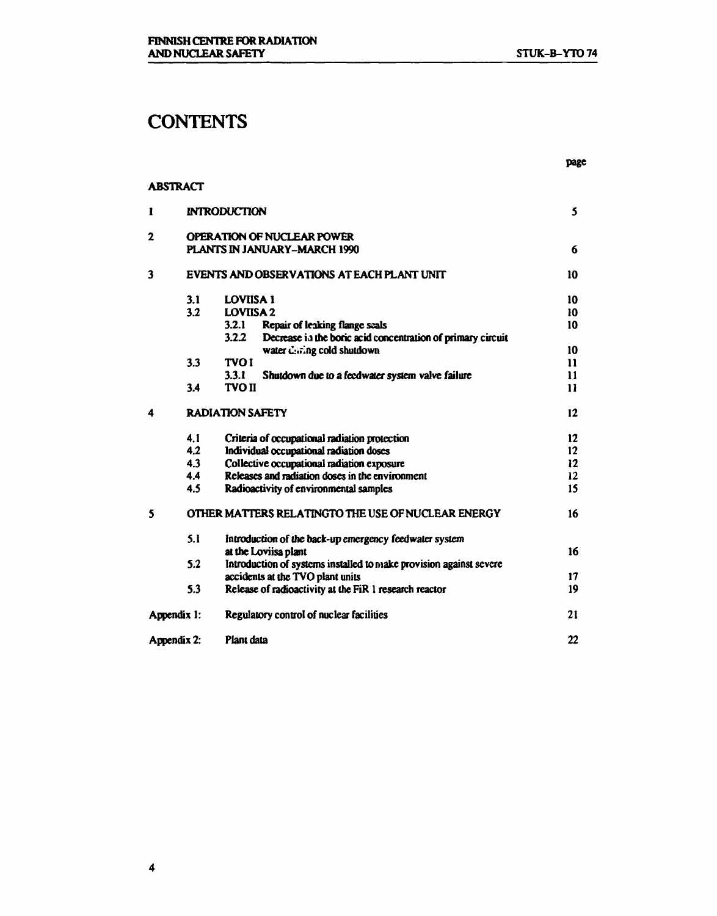# CONTENTS

| | | page |
|---|---|---|
| ABSTRACT | | |
| 1 | INTRODUCTION | 5 |
| 2 | OPERATION OF NUCLEAR POWER PLANTS IN JANUARY–MARCH 1990 | 6 |
| 3 | EVENTS AND OBSERVATIONS AT EACH PLANT UNIT | 10 |
| 3.1 | LOVIISA 1 | 10 |
| 3.2 | LOVIISA 2 | 10 |
| 3.2.1 | Repair of leaking flange seals | 10 |
| 3.2.2 | Decrease in the boric acid concentration of primary circuit water during cold shutdown | 10 |
| 3.3 | TVO I | 11 |
| 3.3.1 | Shutdown due to a feedwater system valve failure | 11 |
| 3.4 | TVO II | 11 |
| 4 | RADIATION SAFETY | 12 |
| 4.1 | Criteria of occupational radiation protection | 12 |
| 4.2 | Individual occupational radiation doses | 12 |
| 4.3 | Collective occupational radiation exposure | 12 |
| 4.4 | Releases and radiation doses in the environment | 12 |
| 4.5 | Radioactivity of environmental samples | 15 |
| 5 | OTHER MATTERS RELATINGTO THE USE OF NUCLEAR ENERGY | 16 |
| 5.1 | Introduction of the back-up emergency feedwater system at the Loviisa plant | 16 |
| 5.2 | Introduction of systems installed to make provision against severe accidents at the TVO plant units | 17 |
| 5.3 | Release of radioactivity at the FiR 1 research reactor | 19 |
| Appendix 1: | Regulatory control of nuclear facilities | 21 |
| Appendix 2: | Plant data | 22 |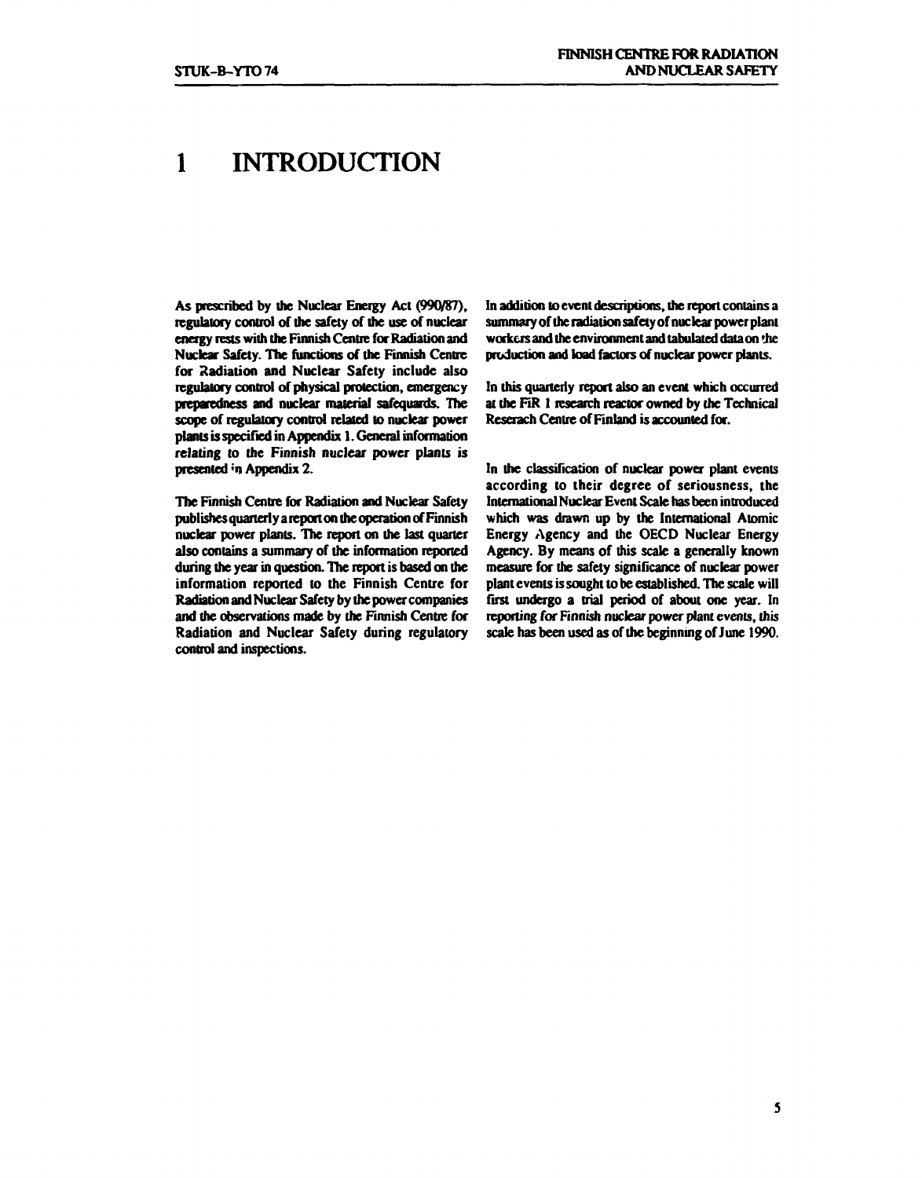# 1 INTRODUCTION

As prescribed by the Nuclear Energy Act (990/87), regulatory control of the safety of the use of nuclear energy rests with the Finnish Centre for Radiation and Nuclear Safety. The functions of the Finnish Centre for Radiation and Nuclear Safety include also regulatory control of physical protection, emergency preparedness and nuclear material safequards. The scope of regulatory control related to nuclear power plants is specified in Appendix 1. General information relating to the Finnish nuclear power plants is presented in Appendix 2.

The Finnish Centre for Radiation and Nuclear Safety publishes quarterly a report on the operation of Finnish nuclear power plants. The report on the last quarter also contains a summary of the information reported during the year in question. The report is based on the information reported to the Finnish Centre for Radiation and Nuclear Safety by the power companies and the observations made by the Finnish Centre for Radiation and Nuclear Safety during regulatory control and inspections.

In addition to event descriptions, the report contains a summary of the radiation safety of nuclear power plant workers and the environment and tabulated data on the production and load factors of nuclear power plants.

In this quarterly report also an event which occurred at the FiR 1 research reactor owned by the Technical Reserach Centre of Finland is accounted for.

In the classification of nuclear power plant events according to their degree of seriousness, the International Nuclear Event Scale has been introduced which was drawn up by the International Atomic Energy Agency and the OECD Nuclear Energy Agency. By means of this scale a generally known measure for the safety significance of nuclear power plant events is sought to be established. The scale will first undergo a trial period of about one year. In reporting for Finnish nuclear power plant events, this scale has been used as of the beginning of June 1990.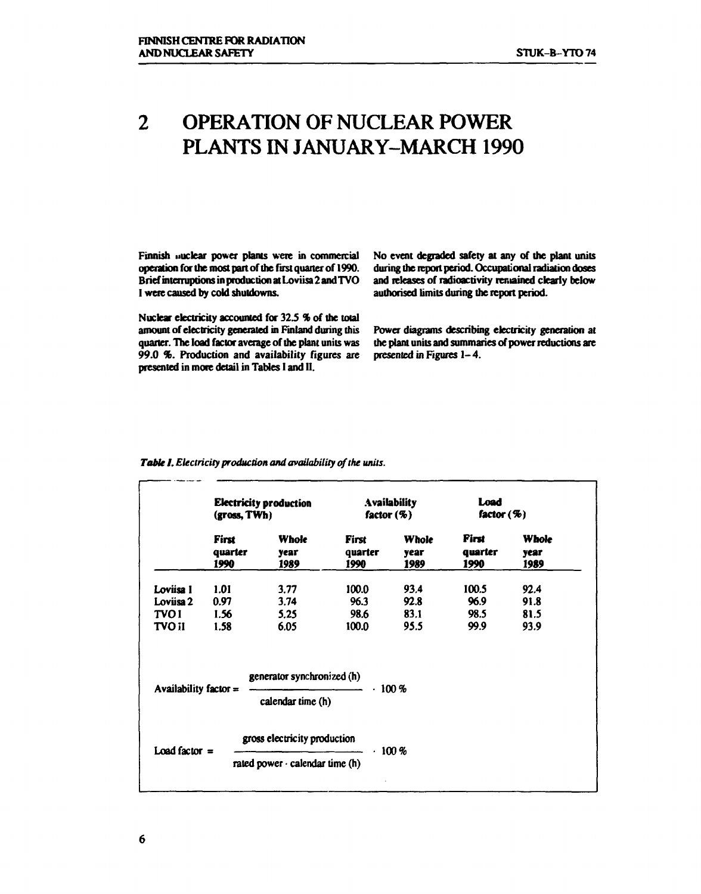# 2 OPERATION OF NUCLEAR POWER PLANTS IN JANUARY–MARCH 1990

Finnish nuclear power plants were in commercial operation for the most part of the first quarter of 1990. Brief interruptions in production at Loviisa 2 and TVO I were caused by cold shutdowns.

Nuclear electricity accounted for 32.5 % of the total amount of electricity generated in Finland during this quarter. The load factor average of the plant units was 99.0 %. Production and availability figures are presented in more detail in Tables I and II.

No event degraded safety at any of the plant units during the report period. Occupational radiation doses and releases of radioactivity remained clearly below authorised limits during the report period.

Power diagrams describing electricity generation at the plant units and summaries of power reductions are presented in Figures 1–4.

*Table I. Electricity production and availability of the units.*

| | Electricity production (gross, TWh) | | Availability factor (%) | | Load factor (%) | |
|---|---|---|---|---|---|---|
| | First quarter 1990 | Whole year 1989 | First quarter 1990 | Whole year 1989 | First quarter 1990 | Whole year 1989 |
| Loviisa 1 | 1.01 | 3.77 | 100.0 | 93.4 | 100.5 | 92.4 |
| Loviisa 2 | 0.97 | 3.74 | 96.3 | 92.8 | 96.9 | 91.8 |
| TVO I | 1.56 | 5.25 | 98.6 | 83.1 | 98.5 | 81.5 |
| TVO II | 1.58 | 6.05 | 100.0 | 95.5 | 99.9 | 93.9 |

$$\text{Availability factor} = \frac{\text{generator synchronized (h)}}{\text{calendar time (h)}} \cdot 100\,\%$$

$$\text{Load factor} = \frac{\text{gross electricity production}}{\text{rated power} \cdot \text{calendar time (h)}} \cdot 100\,\%$$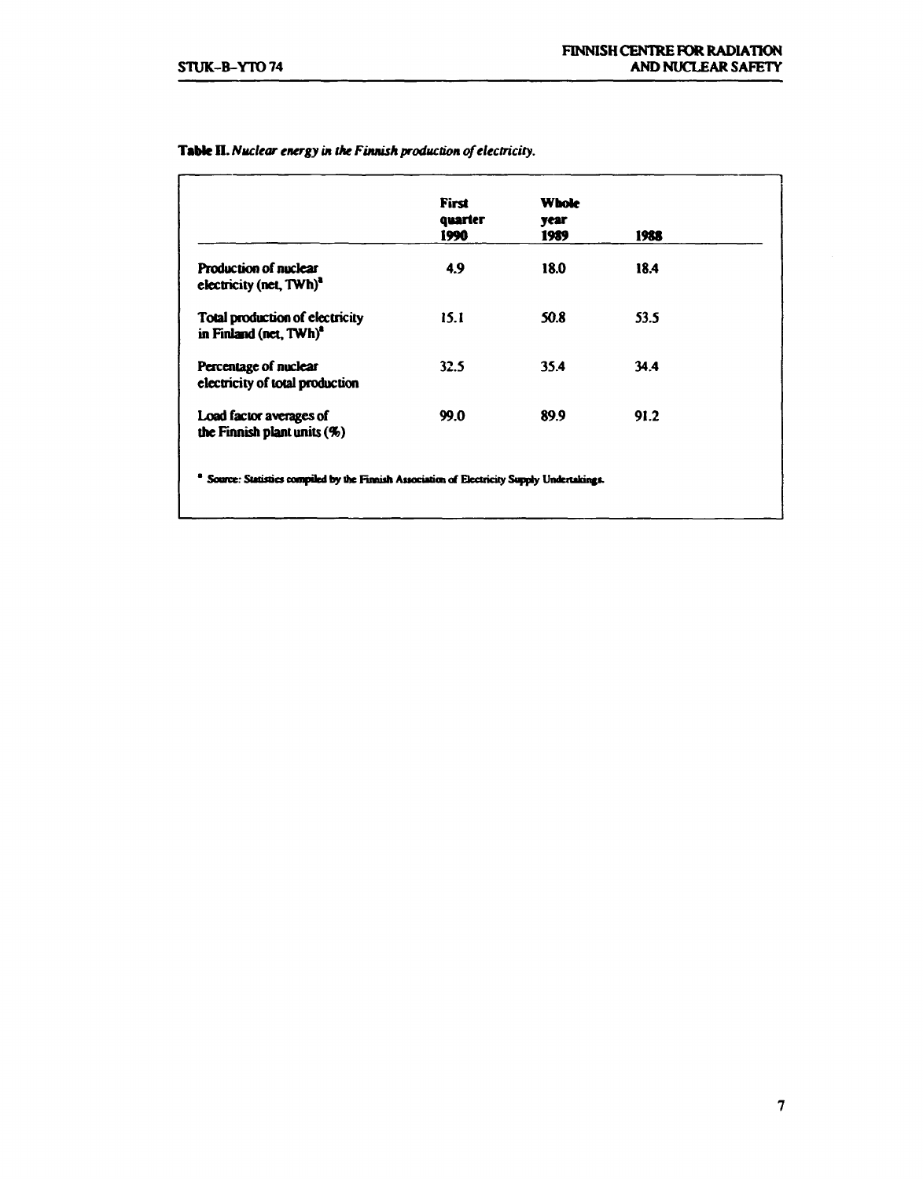**Table II.** *Nuclear energy in the Finnish production of electricity.*

| | First quarter 1990 | Whole year 1989 | 1988 |
|---|---|---|---|
| Production of nuclear electricity (net, TWh)[a] | 4.9 | 18.0 | 18.4 |
| Total production of electricity in Finland (net, TWh)[a] | 15.1 | 50.8 | 53.5 |
| Percentage of nuclear electricity of total production | 32.5 | 35.4 | 34.4 |
| Load factor averages of the Finnish plant units (%) | 99.0 | 89.9 | 91.2 |

[a] Source: Statistics compiled by the Finnish Association of Electricity Supply Undertakings.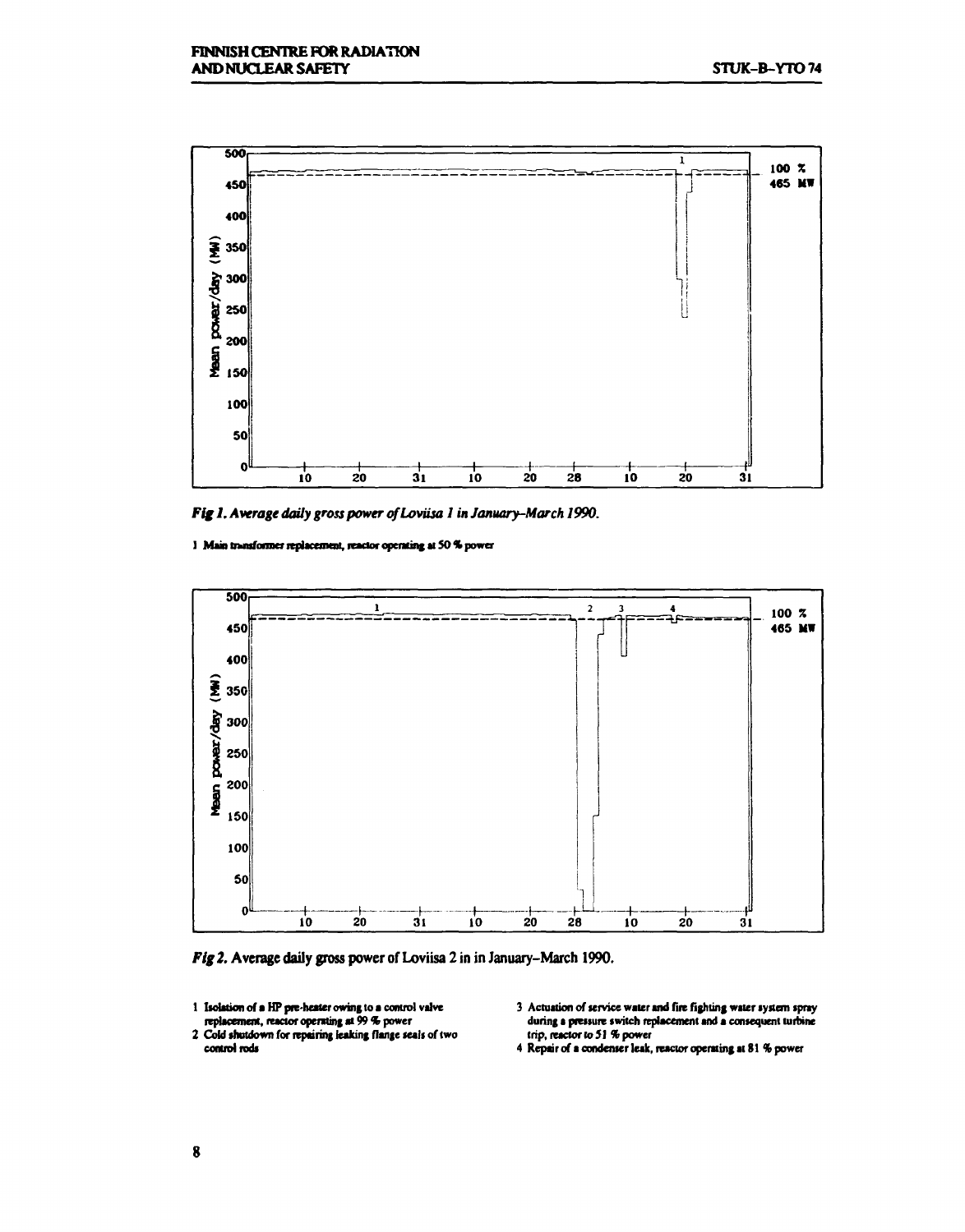*Fig 1. Average daily gross power of Loviisa 1 in January–March 1990.*

1 Main transformer replacement, reactor operating at 50 % power

*Fig 2.* Average daily gross power of Loviisa 2 in in January–March 1990.

1 Isolation of a HP pre-heater owing to a control valve replacement, reactor operating at 99 % power

2 Cold shutdown for repairing leaking flange seals of two control rods

3 Actuation of service water and fire fighting water system spray during a pressure switch replacement and a consequent turbine trip, reactor to 51 % power

4 Repair of a condenser leak, reactor operating at 81 % power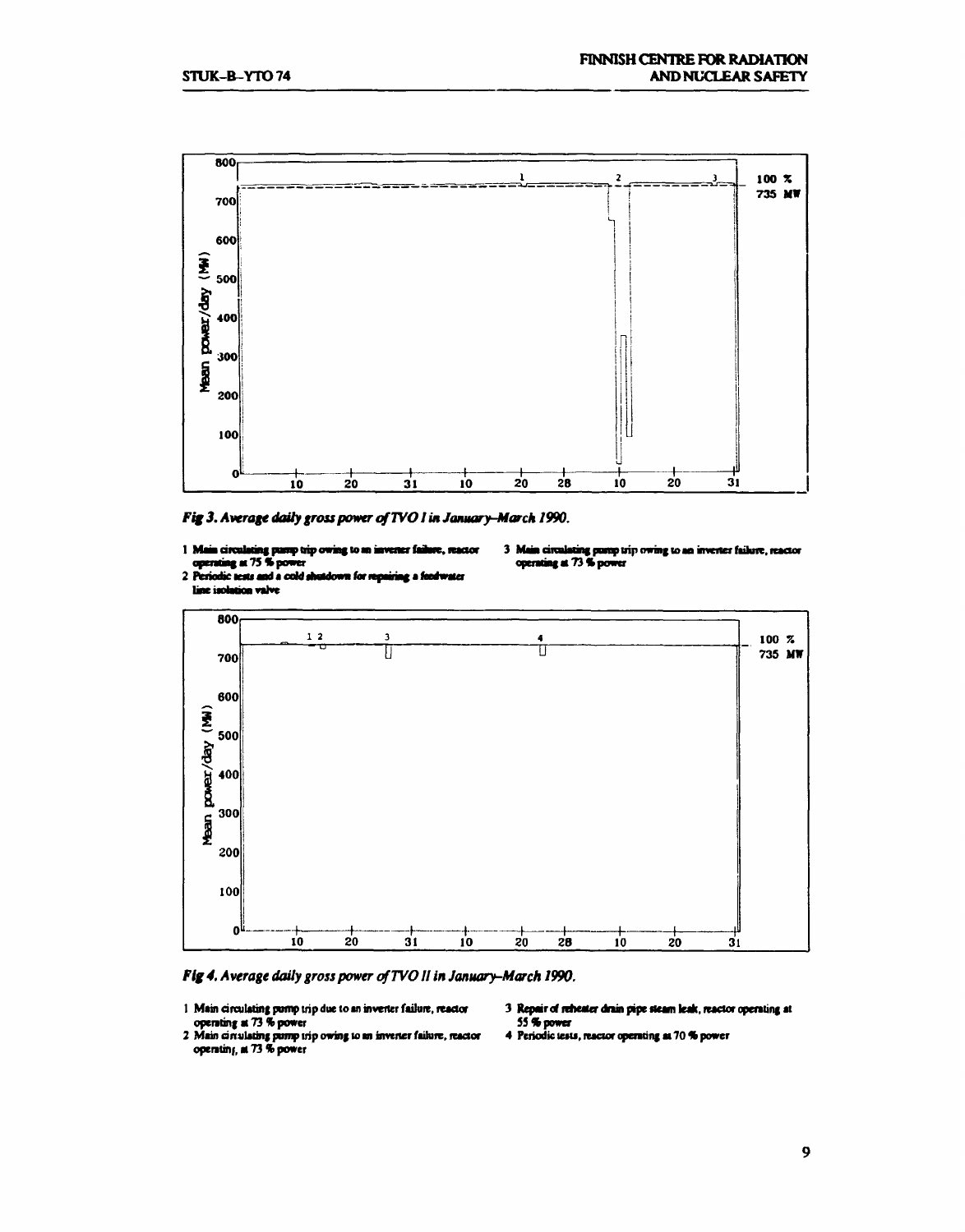*Fig 3. Average daily gross power of TVO I in January–March 1990.*

1 Main circulating pump trip owing to an inverter failure, reactor operating at 75 % power
2 Periodic tests and a cold shutdown for repairing a feedwater line isolation valve
3 Main circulating pump trip owing to an inverter failure, reactor operating at 73 % power

*Fig 4. Average daily gross power of TVO II in January–March 1990.*

1 Main circulating pump trip due to an inverter failure, reactor operating at 73 % power
2 Main circulating pump trip owing to an inverter failure, reactor operating at 73 % power
3 Repair of reheater drain pipe steam leak, reactor operating at 55 % power
4 Periodic tests, reactor operating at 70 % power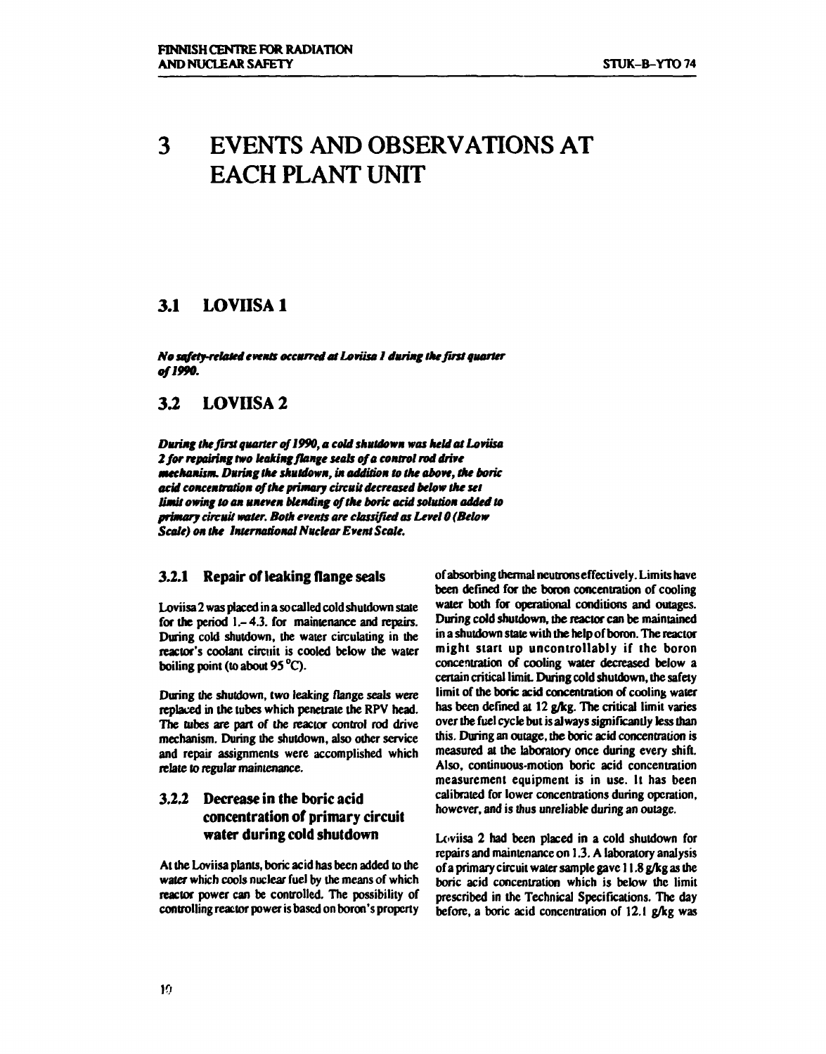# 3 EVENTS AND OBSERVATIONS AT EACH PLANT UNIT

## 3.1 LOVIISA 1

***No safety-related events occurred at Loviisa 1 during the first quarter of 1990.***

## 3.2 LOVIISA 2

***During the first quarter of 1990, a cold shutdown was held at Loviisa 2 for repairing two leaking flange seals of a control rod drive mechanism. During the shutdown, in addition to the above, the boric acid concentration of the primary circuit decreased below the set limit owing to an uneven blending of the boric acid solution added to primary circuit water. Both events are classified as Level 0 (Below Scale) on the International Nuclear Event Scale.***

### 3.2.1 Repair of leaking flange seals

Loviisa 2 was placed in a so called cold shutdown state for the period 1.– 4.3. for maintenance and repairs. During cold shutdown, the water circulating in the reactor's coolant circuit is cooled below the water boiling point (to about 95 °C).

During the shutdown, two leaking flange seals were replaced in the tubes which penetrate the RPV head. The tubes are part of the reactor control rod drive mechanism. During the shutdown, also other service and repair assignments were accomplished which relate to regular maintenance.

### 3.2.2 Decrease in the boric acid concentration of primary circuit water during cold shutdown

At the Loviisa plants, boric acid has been added to the water which cools nuclear fuel by the means of which reactor power can be controlled. The possibility of controlling reactor power is based on boron's property of absorbing thermal neutrons effectively. Limits have been defined for the boron concentration of cooling water both for operational conditions and outages. During cold shutdown, the reactor can be maintained in a shutdown state with the help of boron. The reactor might start up uncontrollably if the boron concentration of cooling water decreased below a certain critical limit. During cold shutdown, the safety limit of the boric acid concentration of cooling water has been defined at 12 g/kg. The critical limit varies over the fuel cycle but is always significantly less than this. During an outage, the boric acid concentration is measured at the laboratory once during every shift. Also, continuous-motion boric acid concentration measurement equipment is in use. It has been calibrated for lower concentrations during operation, however, and is thus unreliable during an outage.

Loviisa 2 had been placed in a cold shutdown for repairs and maintenance on 1.3. A laboratory analysis of a primary circuit water sample gave 11.8 g/kg as the boric acid concentration which is below the limit prescribed in the Technical Specifications. The day before, a boric acid concentration of 12.1 g/kg was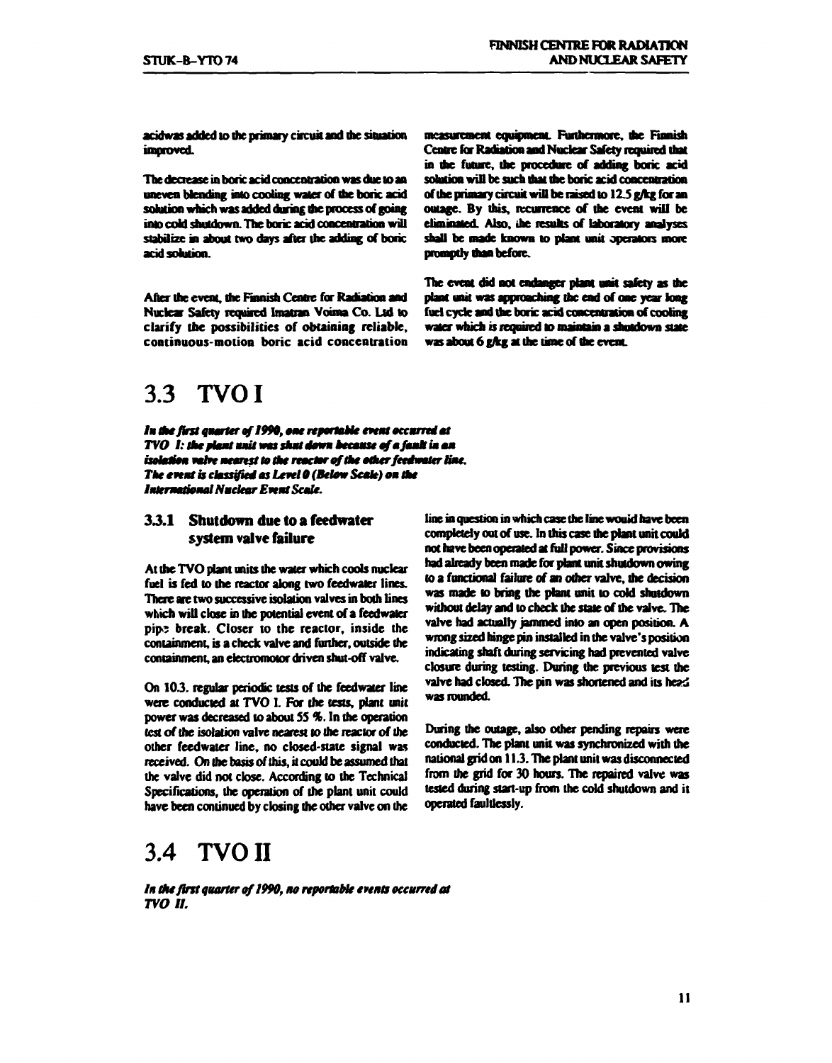acidwas added to the primary circuit and the situation improved.

The decrease in boric acid concentration was due to an uneven blending into cooling water of the boric acid solution which was added during the process of going into cold shutdown. The boric acid concentration will stabilize in about two days after the adding of boric acid solution.

After the event, the Finnish Centre for Radiation and Nuclear Safety required Imatran Voima Co. Ltd to clarify the possibilities of obtaining reliable, continuous-motion boric acid concentration measurement equipment. Furthermore, the Finnish Centre for Radiation and Nuclear Safety required that in the future, the procedure of adding boric acid solution will be such that the boric acid concentration of the primary circuit will be raised to 12.5 g/kg for an outage. By this, recurrence of the event will be eliminated. Also, the results of laboratory analyses shall be made known to plant unit operators more promptly than before.

The event did not endanger plant unit safety as the plant unit was approaching the end of one year long fuel cycle and the boric acid concentration of cooling water which is required to maintain a shutdown state was about 6 g/kg at the time of the event.

## 3.3 TVO I

***In the first quarter of 1990, one reportable event occurred at TVO I: the plant unit was shut down because of a fault in an isolation valve nearest to the reactor of the other feedwater line. The event is classified as Level 0 (Below Scale) on the International Nuclear Event Scale.***

### 3.3.1 Shutdown due to a feedwater system valve failure

At the TVO plant units the water which cools nuclear fuel is fed to the reactor along two feedwater lines. There are two successive isolation valves in both lines which will close in the potential event of a feedwater pipe break. Closer to the reactor, inside the containment, is a check valve and further, outside the containment, an electromotor driven shut-off valve.

On 10.3. regular periodic tests of the feedwater line were conducted at TVO I. For the tests, plant unit power was decreased to about 55 %. In the operation test of the isolation valve nearest to the reactor of the other feedwater line, no closed-state signal was received. On the basis of this, it could be assumed that the valve did not close. According to the Technical Specifications, the operation of the plant unit could have been continued by closing the other valve on the line in question in which case the line would have been completely out of use. In this case the plant unit could not have been operated at full power. Since provisions had already been made for plant unit shutdown owing to a functional failure of an other valve, the decision was made to bring the plant unit to cold shutdown without delay and to check the state of the valve. The valve had actually jammed into an open position. A wrong sized hinge pin installed in the valve's position indicating shaft during servicing had prevented valve closure during testing. During the previous test the valve had closed. The pin was shortened and its head was rounded.

During the outage, also other pending repairs were conducted. The plant unit was synchronized with the national grid on 11.3. The plant unit was disconnected from the grid for 30 hours. The repaired valve was tested during start-up from the cold shutdown and it operated faultlessly.

## 3.4 TVO II

***In the first quarter of 1990, no reportable events occurred at TVO II.***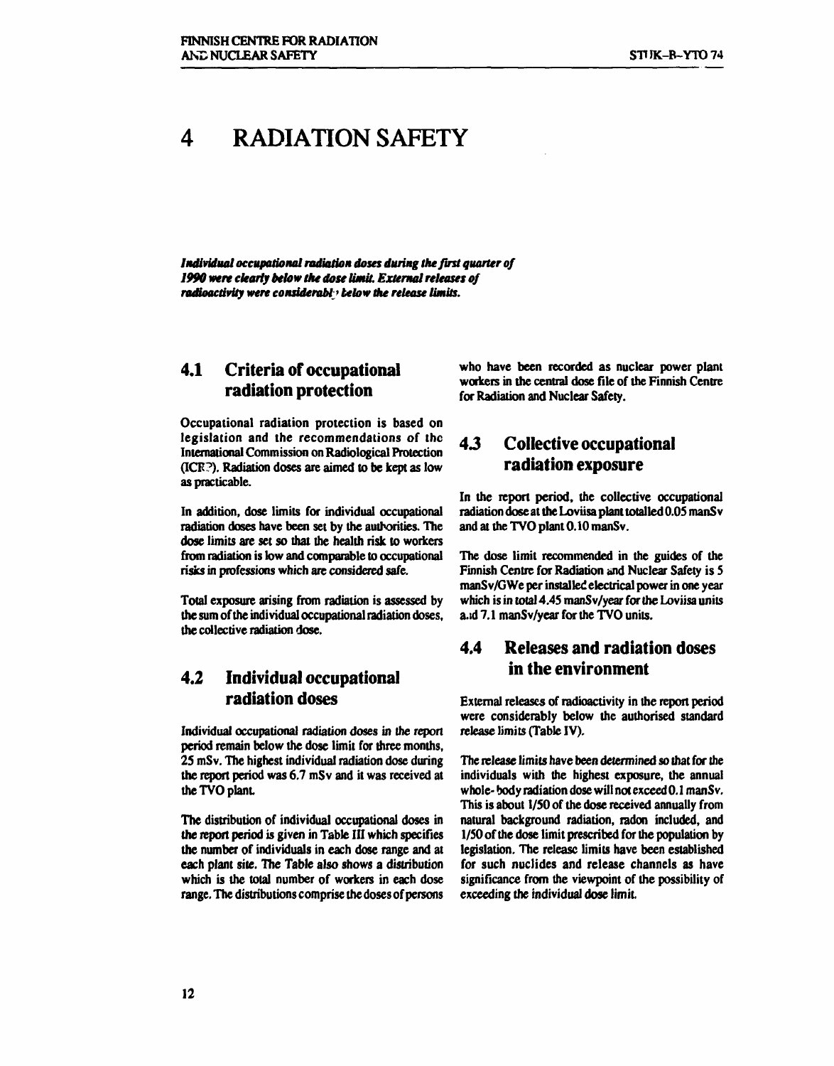# 4 RADIATION SAFETY

***Individual occupational radiation doses during the first quarter of 1990 were clearly below the dose limit. External releases of radioactivity were considerably below the release limits.***

## 4.1 Criteria of occupational radiation protection

Occupational radiation protection is based on legislation and the recommendations of the International Commission on Radiological Protection (ICRP). Radiation doses are aimed to be kept as low as practicable.

In addition, dose limits for individual occupational radiation doses have been set by the authorities. The dose limits are set so that the health risk to workers from radiation is low and comparable to occupational risks in professions which are considered safe.

Total exposure arising from radiation is assessed by the sum of the individual occupational radiation doses, the collective radiation dose.

## 4.2 Individual occupational radiation doses

Individual occupational radiation doses in the report period remain below the dose limit for three months, 25 mSv. The highest individual radiation dose during the report period was 6.7 mSv and it was received at the TVO plant.

The distribution of individual occupational doses in the report period is given in Table III which specifies the number of individuals in each dose range and at each plant site. The Table also shows a distribution which is the total number of workers in each dose range. The distributions comprise the doses of persons who have been recorded as nuclear power plant workers in the central dose file of the Finnish Centre for Radiation and Nuclear Safety.

## 4.3 Collective occupational radiation exposure

In the report period, the collective occupational radiation dose at the Loviisa plant totalled 0.05 manSv and at the TVO plant 0.10 manSv.

The dose limit recommended in the guides of the Finnish Centre for Radiation and Nuclear Safety is 5 manSv/GWe per installed electrical power in one year which is in total 4.45 manSv/year for the Loviisa units and 7.1 manSv/year for the TVO units.

## 4.4 Releases and radiation doses in the environment

External releases of radioactivity in the report period were considerably below the authorised standard release limits (Table IV).

The release limits have been determined so that for the individuals with the highest exposure, the annual whole-body radiation dose will not exceed 0.1 manSv. This is about 1/50 of the dose received annually from natural background radiation, radon included, and 1/50 of the dose limit prescribed for the population by legislation. The release limits have been established for such nuclides and release channels as have significance from the viewpoint of the possibility of exceeding the individual dose limit.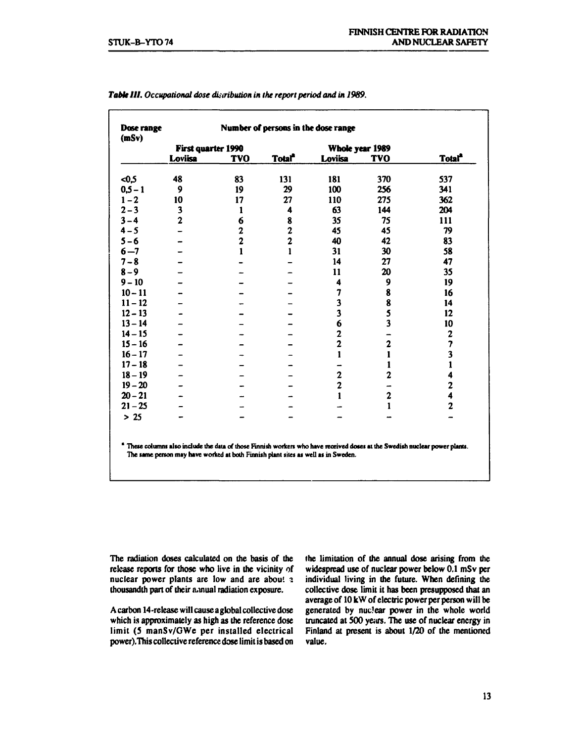*Table III. Occupational dose distribution in the report period and in 1989.*

| Dose range (mSv) | Number of persons in the dose range | | | | | |
|---|---|---|---|---|---|---|
| | First quarter 1990 | | | Whole year 1989 | | |
| | Loviisa | TVO | Total[a] | Loviisa | TVO | Total[a] |
| <0,5 | 48 | 83 | 131 | 181 | 370 | 537 |
| 0,5 – 1 | 9 | 19 | 29 | 100 | 256 | 341 |
| 1 – 2 | 10 | 17 | 27 | 110 | 275 | 362 |
| 2 – 3 | 3 | 1 | 4 | 63 | 144 | 204 |
| 3 – 4 | 2 | 6 | 8 | 35 | 75 | 111 |
| 4 – 5 | – | 2 | 2 | 45 | 45 | 79 |
| 5 – 6 | – | 2 | 2 | 40 | 42 | 83 |
| 6 – 7 | – | 1 | 1 | 31 | 30 | 58 |
| 7 – 8 | – | – | – | 14 | 27 | 47 |
| 8 – 9 | – | – | – | 11 | 20 | 35 |
| 9 – 10 | – | – | – | 4 | 9 | 19 |
| 10 – 11 | – | – | – | 7 | 8 | 16 |
| 11 – 12 | – | – | – | 3 | 8 | 14 |
| 12 – 13 | – | – | – | 3 | 5 | 12 |
| 13 – 14 | – | – | – | 6 | 3 | 10 |
| 14 – 15 | – | – | – | 2 | – | 2 |
| 15 – 16 | – | – | – | 2 | 2 | 7 |
| 16 – 17 | – | – | – | 1 | 1 | 3 |
| 17 – 18 | – | – | – | – | 1 | 1 |
| 18 – 19 | – | – | – | 2 | 2 | 4 |
| 19 – 20 | – | – | – | 2 | – | 2 |
| 20 – 21 | – | – | – | 1 | 2 | 4 |
| 21 – 25 | – | – | – | – | 1 | 2 |
| > 25 | – | – | – | – | – | – |

[a] These columns also include the data of those Finnish workers who have received doses at the Swedish nuclear power plants. The same person may have worked at both Finnish plant sites as well as in Sweden.

The radiation doses calculated on the basis of the release reports for those who live in the vicinity of nuclear power plants are low and are about a thousandth part of their annual radiation exposure.

A carbon 14-release will cause a global collective dose which is approximately as high as the reference dose limit (5 manSv/GWe per installed electrical power). This collective reference dose limit is based on the limitation of the annual dose arising from the widespread use of nuclear power below 0.1 mSv per individual living in the future. When defining the collective dose limit it has been presupposed that an average of 10 kW of electric power per person will be generated by nuclear power in the whole world truncated at 500 years. The use of nuclear energy in Finland at present is about 1/20 of the mentioned value.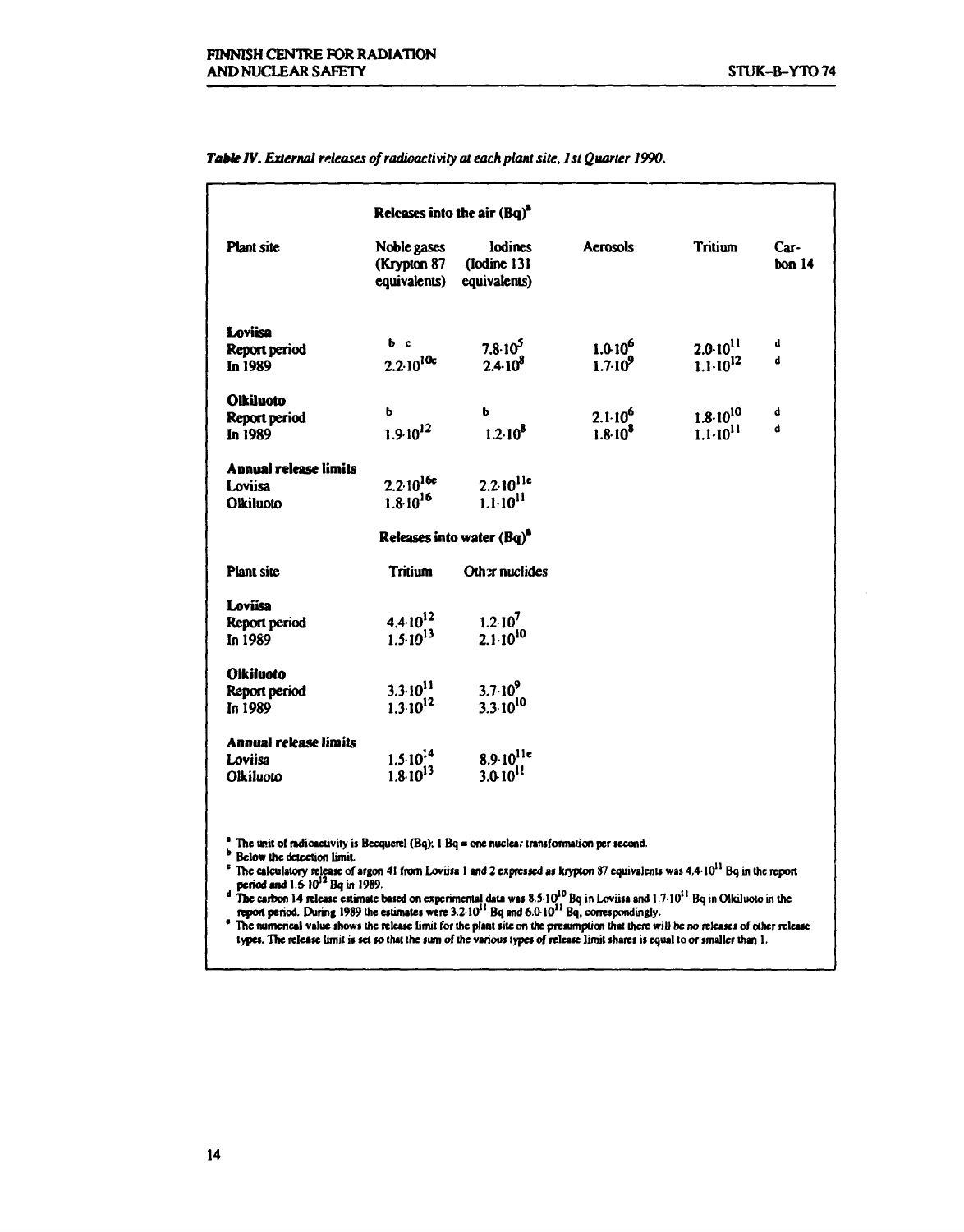***Table IV.*** *External releases of radioactivity at each plant site, 1st Quarter 1990.*

| | Releases into the air (Bq)[a] | | | | |
|---|---|---|---|---|---|
| Plant site | Noble gases (Krypton 87 equivalents) | Iodines (Iodine 131 equivalents) | Aerosols | Tritium | Carbon 14 |
| **Loviisa** | | | | | |
| Report period | b c | $7.8 \cdot 10^{5}$ | $1.0 \cdot 10^{6}$ | $2.0 \cdot 10^{11}$ | d |
| In 1989 | $2.2 \cdot 10^{10}$ c | $2.4 \cdot 10^{8}$ | $1.7 \cdot 10^{9}$ | $1.1 \cdot 10^{12}$ | d |
| **Olkiluoto** | | | | | |
| Report period | b | b | $2.1 \cdot 10^{6}$ | $1.8 \cdot 10^{10}$ | d |
| In 1989 | $1.9 \cdot 10^{12}$ | $1.2 \cdot 10^{8}$ | $1.8 \cdot 10^{8}$ | $1.1 \cdot 10^{11}$ | d |
| **Annual release limits** | | | | | |
| Loviisa | $2.2 \cdot 10^{16}$ e | $2.2 \cdot 10^{11}$ e | | | |
| Olkiluoto | $1.8 \cdot 10^{16}$ | $1.1 \cdot 10^{11}$ | | | |

| | Releases into water (Bq)[a] | |
|---|---|---|
| Plant site | Tritium | Other nuclides |
| **Loviisa** | | |
| Report period | $4.4 \cdot 10^{12}$ | $1.2 \cdot 10^{7}$ |
| In 1989 | $1.5 \cdot 10^{13}$ | $2.1 \cdot 10^{10}$ |
| **Olkiluoto** | | |
| Report period | $3.3 \cdot 10^{11}$ | $3.7 \cdot 10^{9}$ |
| In 1989 | $1.3 \cdot 10^{12}$ | $3.3 \cdot 10^{10}$ |
| **Annual release limits** | | |
| Loviisa | $1.5 \cdot 10^{14}$ | $8.9 \cdot 10^{11}$ e |
| Olkiluoto | $1.8 \cdot 10^{13}$ | $3.0 \cdot 10^{11}$ |

[a] The unit of radioactivity is Becquerel (Bq); 1 Bq = one nuclear transformation per second.
[b] Below the detection limit.
[c] The calculatory release of argon 41 from Loviisa 1 and 2 expressed as krypton 87 equivalents was $4.4 \cdot 10^{11}$ Bq in the report period and $1.6 \cdot 10^{12}$ Bq in 1989.
[d] The carbon 14 release estimate based on experimental data was $8.5 \cdot 10^{10}$ Bq in Loviisa and $1.7 \cdot 10^{11}$ Bq in Olkiluoto in the report period. During 1989 the estimates were $3.2 \cdot 10^{11}$ Bq and $6.0 \cdot 10^{11}$ Bq, correspondingly.
[e] The numerical value shows the release limit for the plant site on the presumption that there will be no releases of other release types. The release limit is set so that the sum of the various types of release limit shares is equal to or smaller than 1.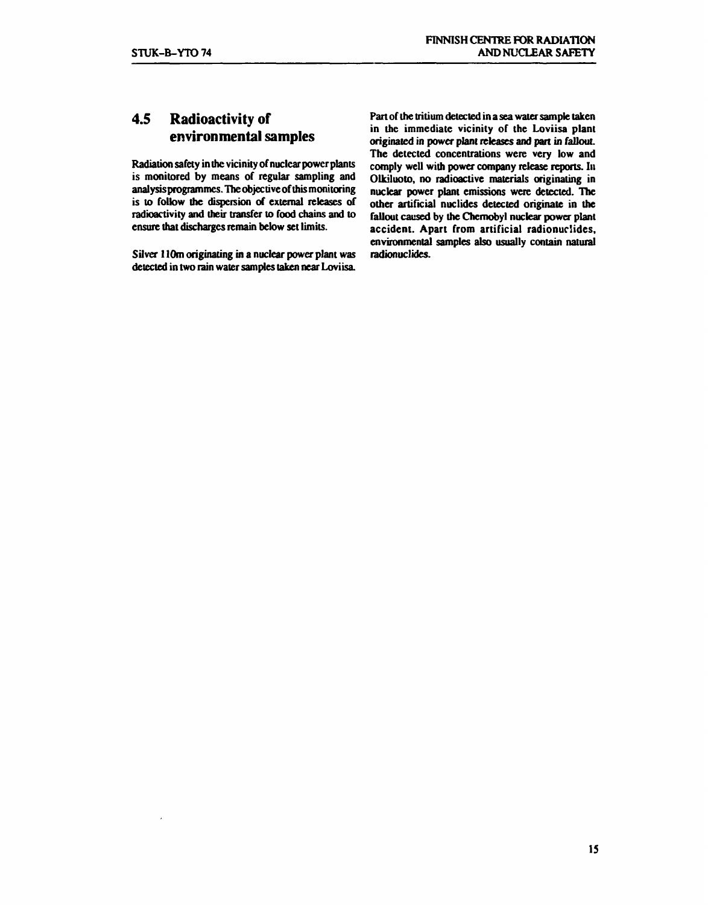## 4.5 Radioactivity of environmental samples

Radiation safety in the vicinity of nuclear power plants is monitored by means of regular sampling and analysis programmes. The objective of this monitoring is to follow the dispersion of external releases of radioactivity and their transfer to food chains and to ensure that discharges remain below set limits.

Silver 110m originating in a nuclear power plant was detected in two rain water samples taken near Loviisa. Part of the tritium detected in a sea water sample taken in the immediate vicinity of the Loviisa plant originated in power plant releases and part in fallout. The detected concentrations were very low and comply well with power company release reports. In Olkiluoto, no radioactive materials originating in nuclear power plant emissions were detected. The other artificial nuclides detected originate in the fallout caused by the Chernobyl nuclear power plant accident. Apart from artificial radionuclides, environmental samples also usually contain natural radionuclides.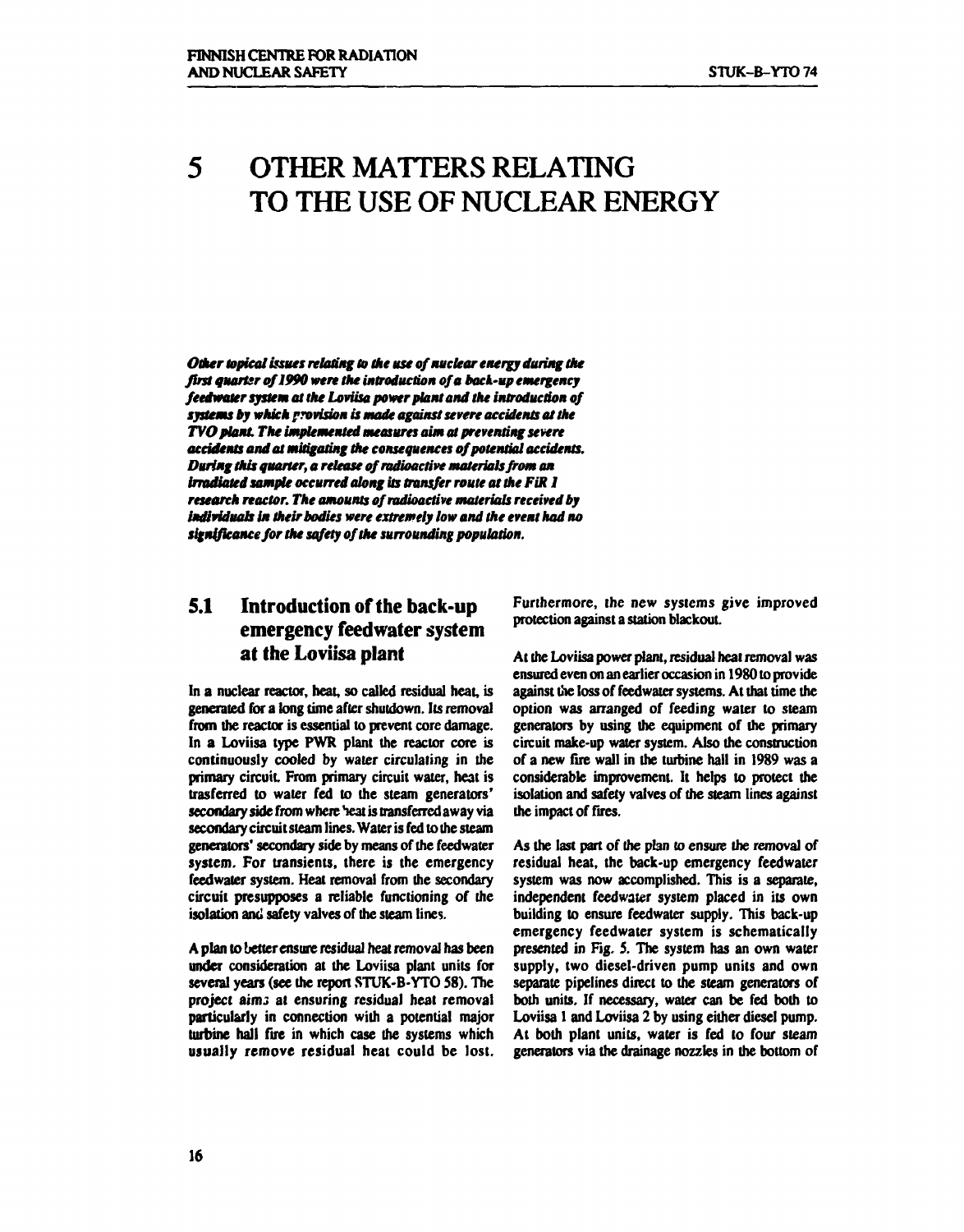# 5 OTHER MATTERS RELATING TO THE USE OF NUCLEAR ENERGY

***Other topical issues relating to the use of nuclear energy during the first quarter of 1990 were the introduction of a back-up emergency feedwater system at the Loviisa power plant and the introduction of systems by which provision is made against severe accidents at the TVO plant. The implemented measures aim at preventing severe accidents and at mitigating the consequences of potential accidents. During this quarter, a release of radioactive materials from an irradiated sample occurred along its transfer route at the FiR 1 research reactor. The amounts of radioactive materials received by individuals in their bodies were extremely low and the event had no significance for the safety of the surrounding population.***

## 5.1 Introduction of the back-up emergency feedwater system at the Loviisa plant

In a nuclear reactor, heat, so called residual heat, is generated for a long time after shutdown. Its removal from the reactor is essential to prevent core damage. In a Loviisa type PWR plant the reactor core is continuously cooled by water circulating in the primary circuit. From primary circuit water, heat is trasferred to water fed to the steam generators' secondary side from where heat is transferred away via secondary circuit steam lines. Water is fed to the steam generators' secondary side by means of the feedwater system. For transients, there is the emergency feedwater system. Heat removal from the secondary circuit presupposes a reliable functioning of the isolation and safety valves of the steam lines.

A plan to better ensure residual heat removal has been under consideration at the Loviisa plant units for several years (see the report STUK-B-YTO 58). The project aims at ensuring residual heat removal particularly in connection with a potential major turbine hall fire in which case the systems which usually remove residual heat could be lost. Furthermore, the new systems give improved protection against a station blackout.

At the Loviisa power plant, residual heat removal was ensured even on an earlier occasion in 1980 to provide against the loss of feedwater systems. At that time the option was arranged of feeding water to steam generators by using the equipment of the primary circuit make-up water system. Also the construction of a new fire wall in the turbine hall in 1989 was a considerable improvement. It helps to protect the isolation and safety valves of the steam lines against the impact of fires.

As the last part of the plan to ensure the removal of residual heat, the back-up emergency feedwater system was now accomplished. This is a separate, independent feedwater system placed in its own building to ensure feedwater supply. This back-up emergency feedwater system is schematically presented in Fig. 5. The system has an own water supply, two diesel-driven pump units and own separate pipelines direct to the steam generators of both units. If necessary, water can be fed both to Loviisa 1 and Loviisa 2 by using either diesel pump. At both plant units, water is fed to four steam generators via the drainage nozzles in the bottom of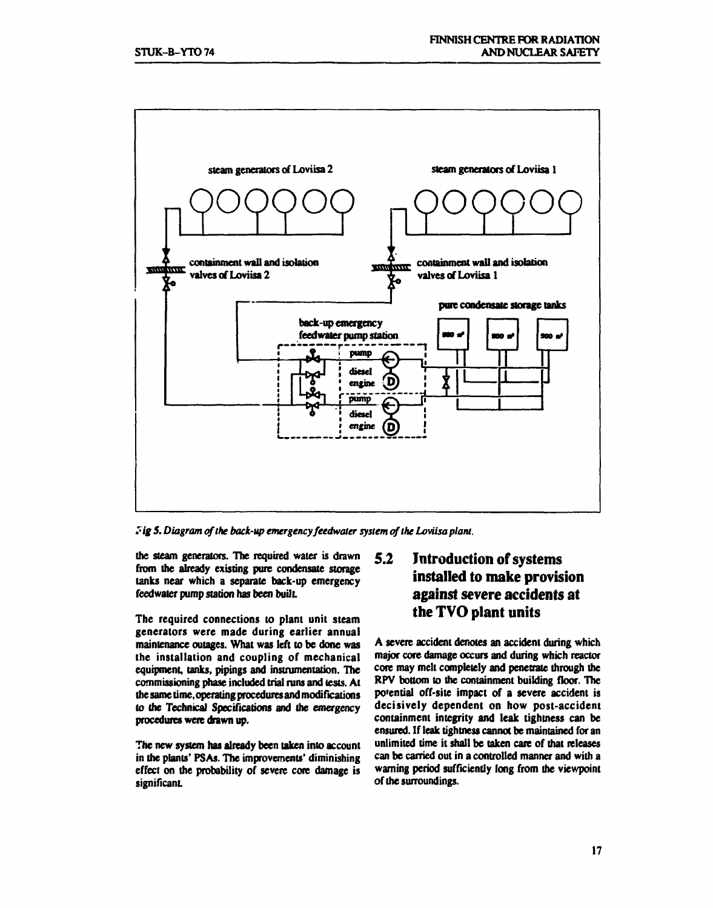Fig 5. Diagram of the back-up emergency feedwater system of the Loviisa plant.

the steam generators. The required water is drawn from the already existing pure condensate storage tanks near which a separate back-up emergency feedwater pump station has been built.

The required connections to plant unit steam generators were made during earlier annual maintenance outages. What was left to be done was the installation and coupling of mechanical equipment, tanks, pipings and instrumentation. The commissioning phase included trial runs and tests. At the same time, operating procedures and modifications to the Technical Specifications and the emergency procedures were drawn up.

The new system has already been taken into account in the plants' PSAs. The improvements' diminishing effect on the probability of severe core damage is significant.

## 5.2 Introduction of systems installed to make provision against severe accidents at the TVO plant units

A severe accident denotes an accident during which major core damage occurs and during which reactor core may melt completely and penetrate through the RPV bottom to the containment building floor. The potential off-site impact of a severe accident is decisively dependent on how post-accident containment integrity and leak tightness can be ensured. If leak tightness cannot be maintained for an unlimited time it shall be taken care of that releases can be carried out in a controlled manner and with a warning period sufficiently long from the viewpoint of the surroundings.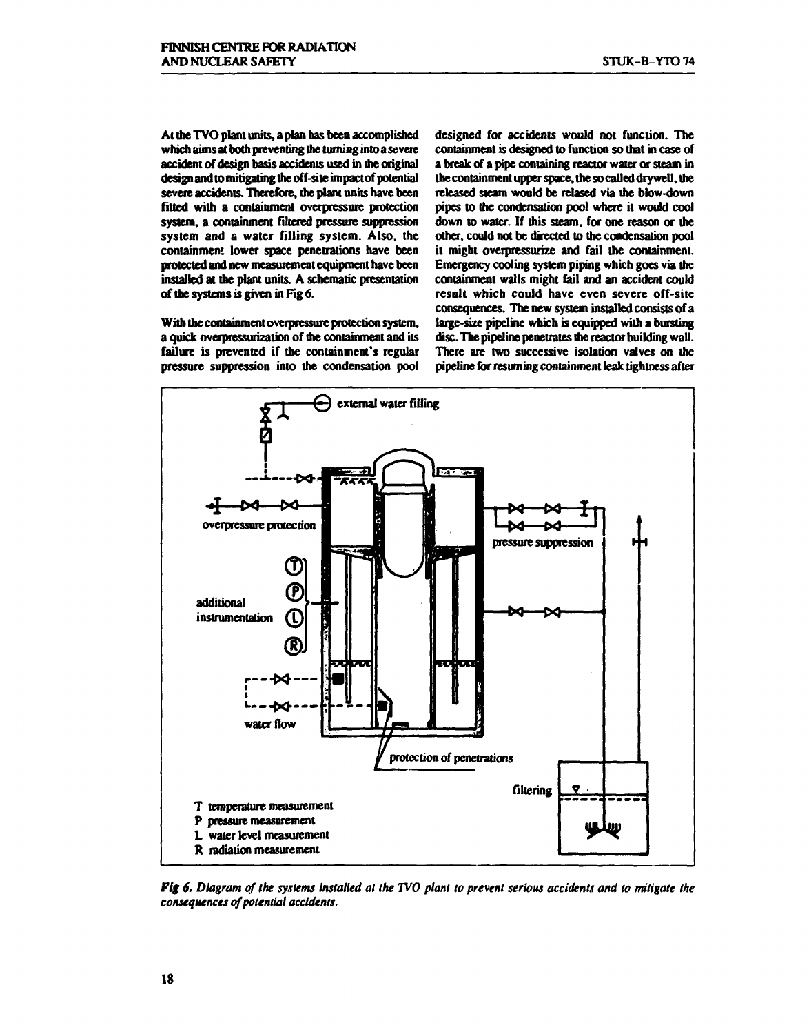At the TVO plant units, a plan has been accomplished which aims at both preventing the turning into a severe accident of design basis accidents used in the original design and to mitigating the off-site impact of potential severe accidents. Therefore, the plant units have been fitted with a containment overpressure protection system, a containment filtered pressure suppression system and a water filling system. Also, the containment lower space penetrations have been protected and new measurement equipment have been installed at the plant units. A schematic presentation of the systems is given in Fig 6.

With the containment overpressure protection system, a quick overpressurization of the containment and its failure is prevented if the containment's regular pressure suppression into the condensation pool designed for accidents would not function. The containment is designed to function so that in case of a break of a pipe containing reactor water or steam in the containment upper space, the so called drywell, the released steam would be relased via the blow-down pipes to the condensation pool where it would cool down to water. If this steam, for one reason or the other, could not be directed to the condensation pool it might overpressurize and fail the containment. Emergency cooling system piping which goes via the containment walls might fail and an accident could result which could have even severe off-site consequences. The new system installed consists of a large-size pipeline which is equipped with a bursting disc. The pipeline penetrates the reactor building wall. There are two successive isolation valves on the pipeline for resuming containment leak tightness after

external water filling

overpressure protection

pressure suppression

additional instrumentation

water flow

protection of penetrations

filtering

T temperature measurement
P pressure measurement
L water level measurement
R radiation measurement

*Fig 6. Diagram of the systems installed at the TVO plant to prevent serious accidents and to mitigate the consequences of potential accidents.*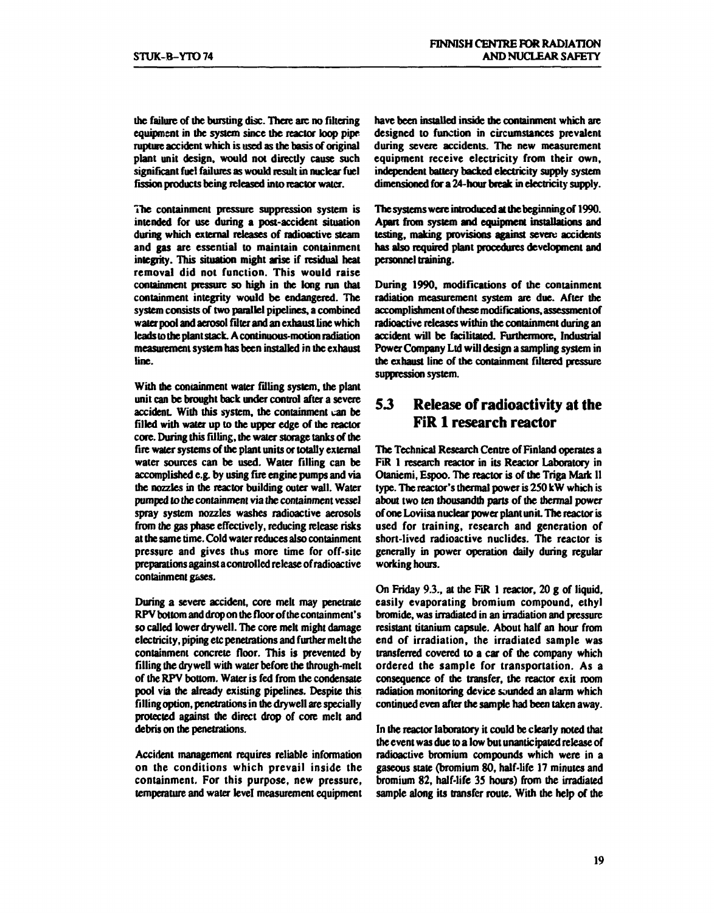the failure of the bursting disc. There are no filtering equipment in the system since the reactor loop pipe rupture accident which is used as the basis of original plant unit design, would not directly cause such significant fuel failures as would result in nuclear fuel fission products being released into reactor water.

The containment pressure suppression system is intended for use during a post-accident situation during which external releases of radioactive steam and gas are essential to maintain containment integrity. This situation might arise if residual heat removal did not function. This would raise containment pressure so high in the long run that containment integrity would be endangered. The system consists of two parallel pipelines, a combined water pool and aerosol filter and an exhaust line which leads to the plant stack. A continuous-motion radiation measurement system has been installed in the exhaust line.

With the containment water filling system, the plant unit can be brought back under control after a severe accident. With this system, the containment can be filled with water up to the upper edge of the reactor core. During this filling, the water storage tanks of the fire water systems of the plant units or totally external water sources can be used. Water filling can be accomplished e.g. by using fire engine pumps and via the nozzles in the reactor building outer wall. Water pumped to the containment via the containment vessel spray system nozzles washes radioactive aerosols from the gas phase effectively, reducing release risks at the same time. Cold water reduces also containment pressure and gives thus more time for off-site preparations against a controlled release of radioactive containment gases.

During a severe accident, core melt may penetrate RPV bottom and drop on the floor of the containment's so called lower drywell. The core melt might damage electricity, piping etc penetrations and further melt the containment concrete floor. This is prevented by filling the drywell with water before the through-melt of the RPV bottom. Water is fed from the condensate pool via the already existing pipelines. Despite this filling option, penetrations in the drywell are specially protected against the direct drop of core melt and debris on the penetrations.

Accident management requires reliable information on the conditions which prevail inside the containment. For this purpose, new pressure, temperature and water level measurement equipment have been installed inside the containment which are designed to function in circumstances prevalent during severe accidents. The new measurement equipment receive electricity from their own, independent battery backed electricity supply system dimensioned for a 24-hour break in electricity supply.

The systems were introduced at the beginning of 1990. Apart from system and equipment installations and testing, making provisions against severe accidents has also required plant procedures development and personnel training.

During 1990, modifications of the containment radiation measurement system are due. After the accomplishment of these modifications, assessment of radioactive releases within the containment during an accident will be facilitated. Furthermore, Industrial Power Company Ltd will design a sampling system in the exhaust line of the containment filtered pressure suppression system.

## 5.3 Release of radioactivity at the FiR 1 research reactor

The Technical Research Centre of Finland operates a FiR 1 research reactor in its Reactor Laboratory in Otaniemi, Espoo. The reactor is of the Triga Mark II type. The reactor's thermal power is 250 kW which is about two ten thousandth parts of the thermal power of one Loviisa nuclear power plant unit. The reactor is used for training, research and generation of short-lived radioactive nuclides. The reactor is generally in power operation daily during regular working hours.

On Friday 9.3., at the FiR 1 reactor, 20 g of liquid, easily evaporating bromium compound, ethyl bromide, was irradiated in an irradiation and pressure resistant titanium capsule. About half an hour from end of irradiation, the irradiated sample was transferred covered to a car of the company which ordered the sample for transportation. As a consequence of the transfer, the reactor exit room radiation monitoring device sounded an alarm which continued even after the sample had been taken away.

In the reactor laboratory it could be clearly noted that the event was due to a low but unanticipated release of radioactive bromium compounds which were in a gaseous state (bromium 80, half-life 17 minutes and bromium 82, half-life 35 hours) from the irradiated sample along its transfer route. With the help of the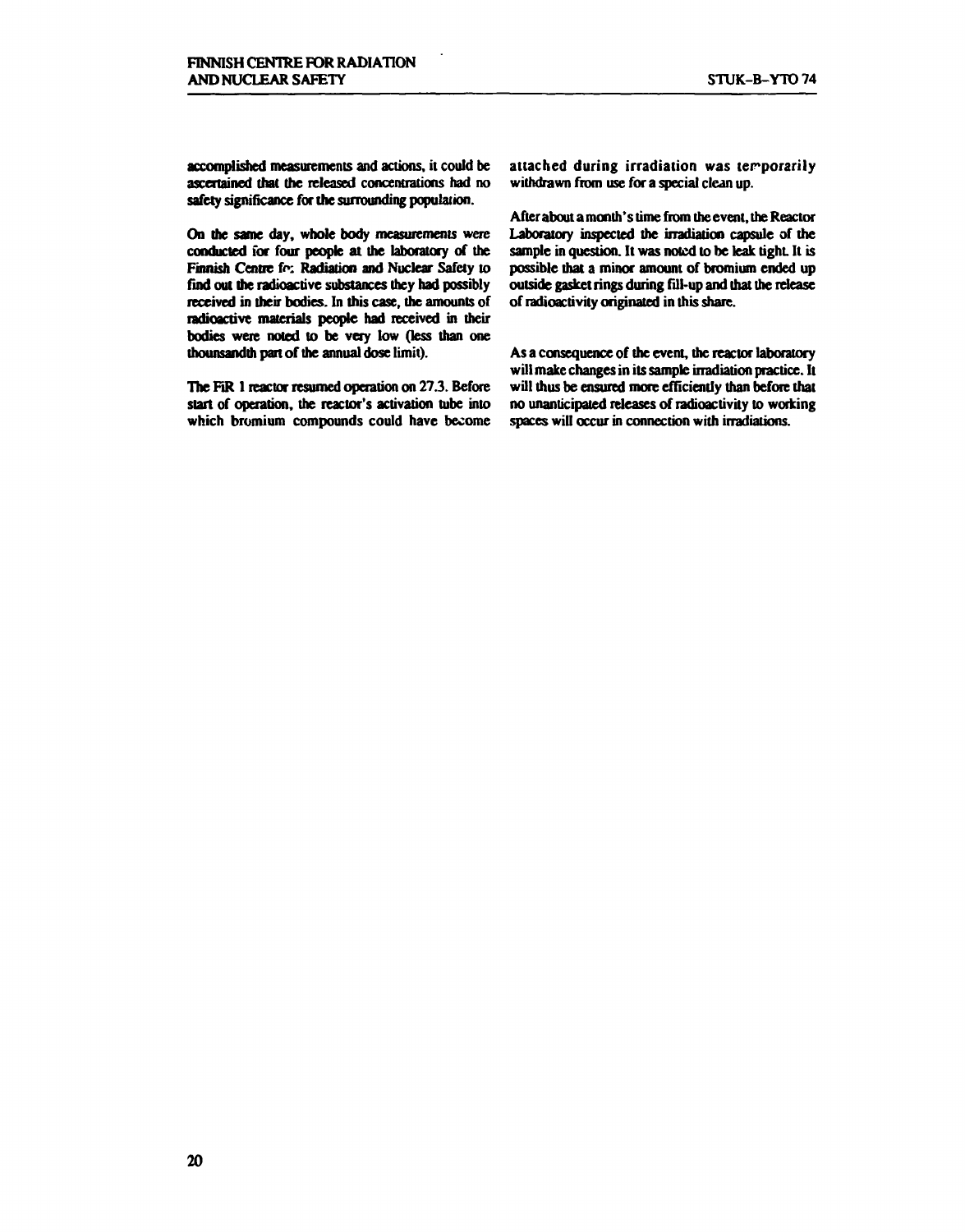accomplished measurements and actions, it could be ascertained that the released concentrations had no safety significance for the surrounding population.

On the same day, whole body measurements were conducted for four people at the laboratory of the Finnish Centre for Radiation and Nuclear Safety to find out the radioactive substances they had possibly received in their bodies. In this case, the amounts of radioactive materials people had received in their bodies were noted to be very low (less than one thounsandth part of the annual dose limit).

The FiR 1 reactor resumed operation on 27.3. Before start of operation, the reactor's activation tube into which bromium compounds could have become attached during irradiation was temporarily withdrawn from use for a special clean up.

After about a month's time from the event, the Reactor Laboratory inspected the irradiation capsule of the sample in question. It was noted to be leak tight. It is possible that a minor amount of bromium ended up outside gasket rings during fill-up and that the release of radioactivity originated in this share.

As a consequence of the event, the reactor laboratory will make changes in its sample irradiation practice. It will thus be ensured more efficiently than before that no unanticipated releases of radioactivity to working spaces will occur in connection with irradiations.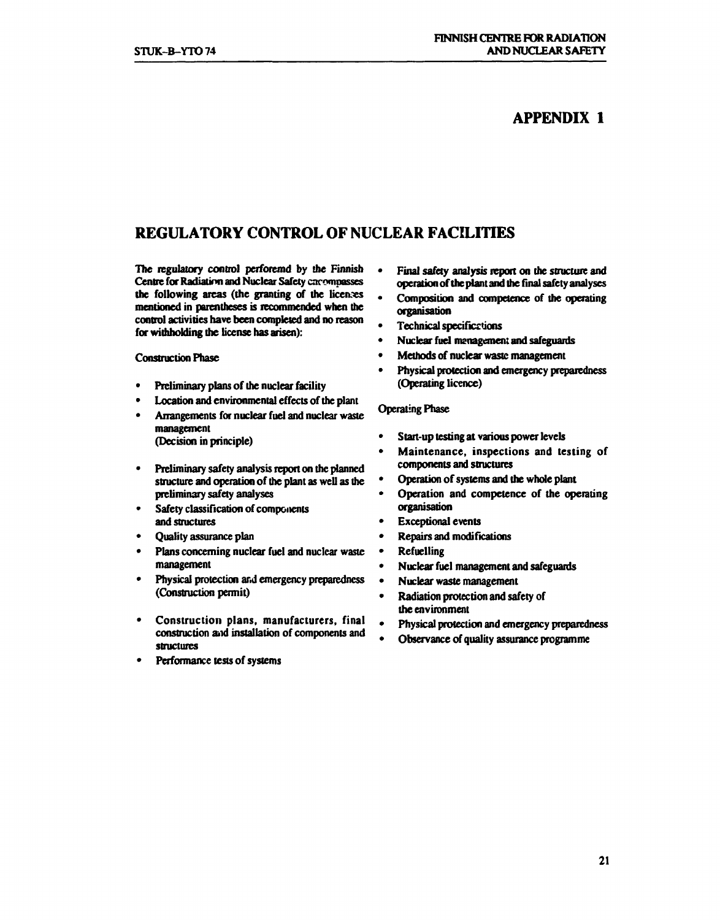# APPENDIX 1

## REGULATORY CONTROL OF NUCLEAR FACILITIES

The regulatory control perforemd by the Finnish Centre for Radiation and Nuclear Safety encompasses the following areas (the granting of the licences mentioned in parentheses is recommended when the control activities have been completed and no reason for withholding the license has arisen):

Construction Phase

- Preliminary plans of the nuclear facility
- Location and environmental effects of the plant
- Arrangements for nuclear fuel and nuclear waste management
  (Decision in principle)

- Preliminary safety analysis report on the planned structure and operation of the plant as well as the preliminary safety analyses
- Safety classification of components and structures
- Quality assurance plan
- Plans concerning nuclear fuel and nuclear waste management
- Physical protection and emergency preparedness
  (Construction permit)

- Construction plans, manufacturers, final construction and installation of components and structures
- Performance tests of systems
- Final safety analysis report on the structure and operation of the plant and the final safety analyses
- Composition and competence of the operating organisation
- Technical specifications
- Nuclear fuel management and safeguards
- Methods of nuclear waste management
- Physical protection and emergency preparedness
  (Operating licence)

Operating Phase

- Start-up testing at various power levels
- Maintenance, inspections and testing of components and structures
- Operation of systems and the whole plant
- Operation and competence of the operating organisation
- Exceptional events
- Repairs and modifications
- Refuelling
- Nuclear fuel management and safeguards
- Nuclear waste management
- Radiation protection and safety of the environment
- Physical protection and emergency preparedness
- Observance of quality assurance programme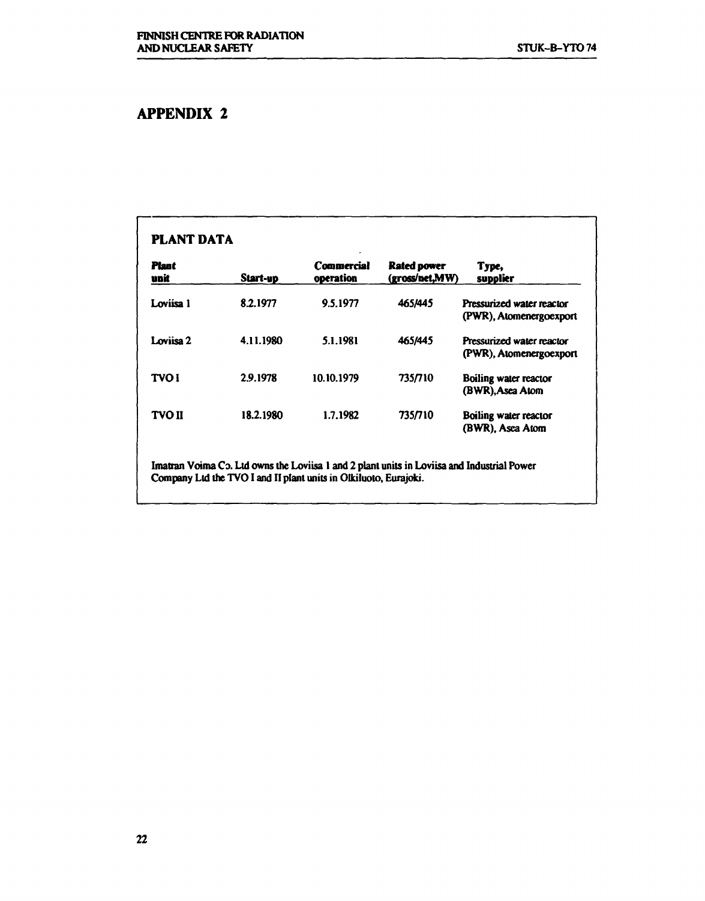# APPENDIX 2

## PLANT DATA

| Plant unit | Start-up | Commercial operation | Rated power (gross/net,MW) | Type, supplier |
|---|---|---|---|---|
| Loviisa 1 | 8.2.1977 | 9.5.1977 | 465/445 | Pressurized water reactor (PWR), Atomenergoexport |
| Loviisa 2 | 4.11.1980 | 5.1.1981 | 465/445 | Pressurized water reactor (PWR), Atomenergoexport |
| TVO I | 2.9.1978 | 10.10.1979 | 735/710 | Boiling water reactor (BWR),Asea Atom |
| TVO II | 18.2.1980 | 1.7.1982 | 735/710 | Boiling water reactor (BWR), Asea Atom |

Imatran Voima Co. Ltd owns the Loviisa 1 and 2 plant units in Loviisa and Industrial Power Company Ltd the TVO I and II plant units in Olkiluoto, Eurajoki.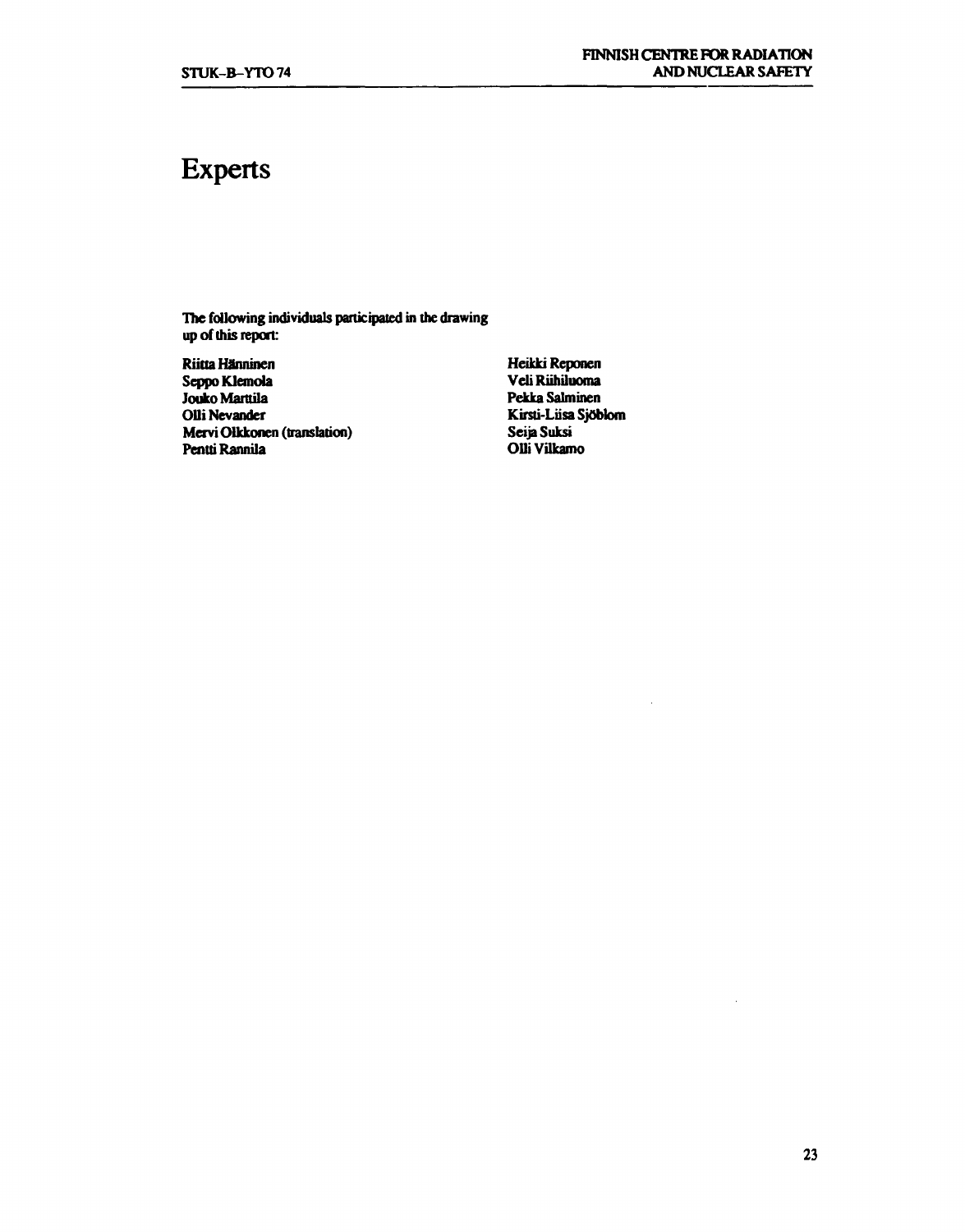# Experts

**The following individuals participated in the drawing up of this report:**

**Riitta Hänninen**
**Seppo Klemola**
**Jouko Marttila**
**Olli Nevander**
**Mervi Olkkonen (translation)**
**Pentti Rannila**
**Heikki Reponen**
**Veli Riihiluoma**
**Pekka Salminen**
**Kirsti-Liisa Sjöblom**
**Seija Suksi**
**Olli Vilkamo**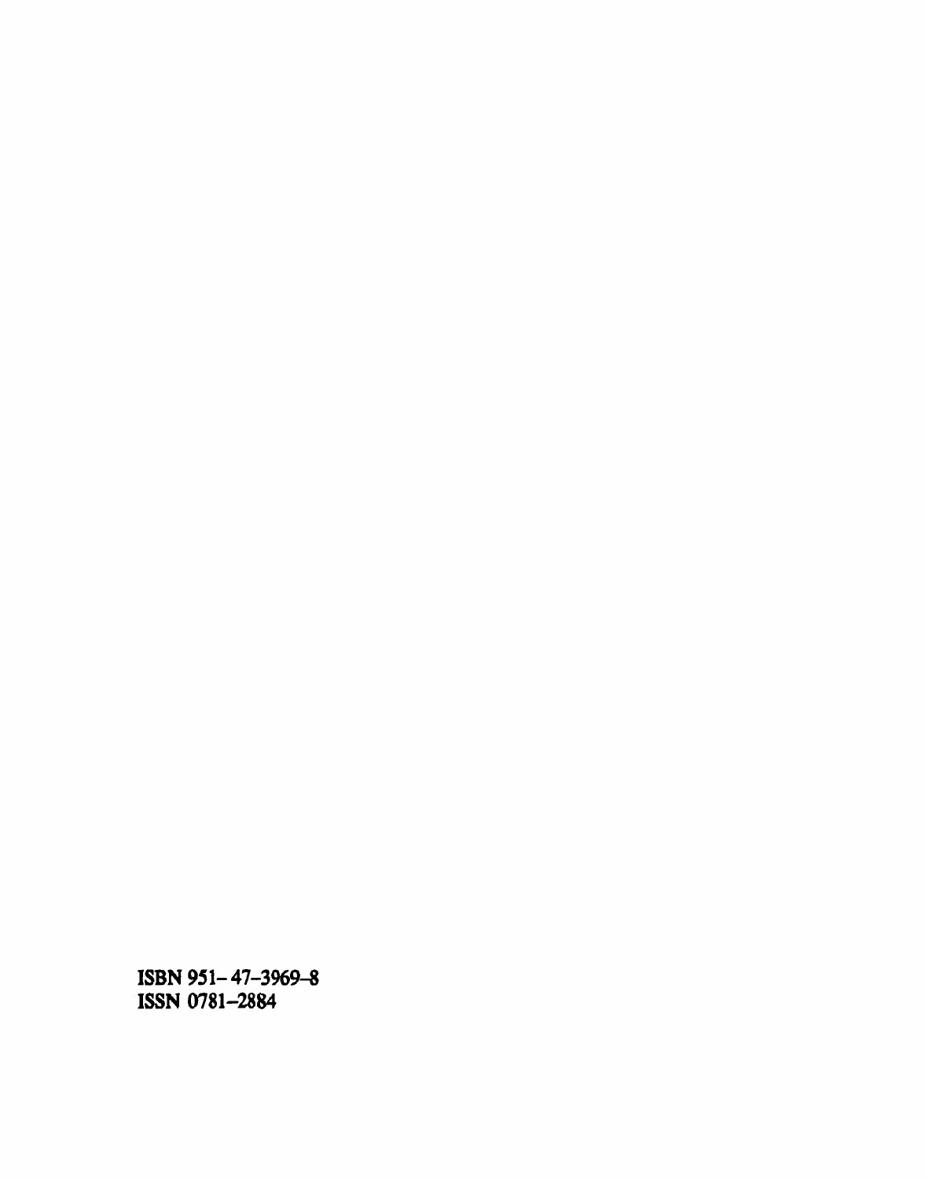**ISBN 951–47–3969–8**
**ISSN 0781–2884**